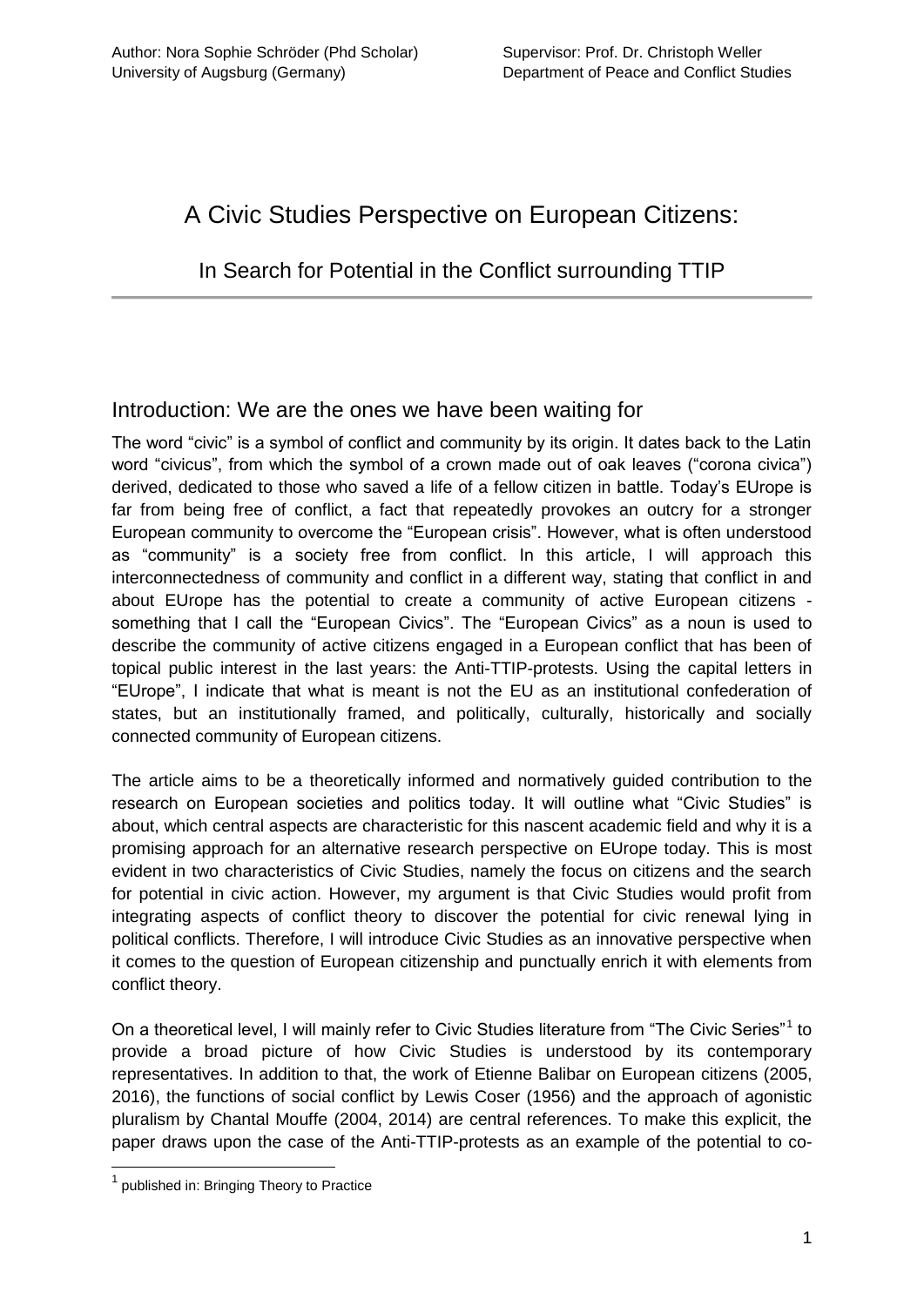Author: Nora Sophie Schröder (Phd Scholar)
University of Augsburg (Germany)

Supervisor: Prof. Dr. Christoph Weller
Department of Peace and Conflict Studies

# A Civic Studies Perspective on European Citizens:

## In Search for Potential in the Conflict surrounding TTIP

## Introduction: We are the ones we have been waiting for

The word "civic" is a symbol of conflict and community by its origin. It dates back to the Latin word "civicus", from which the symbol of a crown made out of oak leaves ("corona civica") derived, dedicated to those who saved a life of a fellow citizen in battle. Today's EUrope is far from being free of conflict, a fact that repeatedly provokes an outcry for a stronger European community to overcome the "European crisis". However, what is often understood as "community" is a society free from conflict. In this article, I will approach this interconnectedness of community and conflict in a different way, stating that conflict in and about EUrope has the potential to create a community of active European citizens - something that I call the "European Civics". The "European Civics" as a noun is used to describe the community of active citizens engaged in a European conflict that has been of topical public interest in the last years: the Anti-TTIP-protests. Using the capital letters in "EUrope", I indicate that what is meant is not the EU as an institutional confederation of states, but an institutionally framed, and politically, culturally, historically and socially connected community of European citizens.

The article aims to be a theoretically informed and normatively guided contribution to the research on European societies and politics today. It will outline what "Civic Studies" is about, which central aspects are characteristic for this nascent academic field and why it is a promising approach for an alternative research perspective on EUrope today. This is most evident in two characteristics of Civic Studies, namely the focus on citizens and the search for potential in civic action. However, my argument is that Civic Studies would profit from integrating aspects of conflict theory to discover the potential for civic renewal lying in political conflicts. Therefore, I will introduce Civic Studies as an innovative perspective when it comes to the question of European citizenship and punctually enrich it with elements from conflict theory.

On a theoretical level, I will mainly refer to Civic Studies literature from "The Civic Series"[1] to provide a broad picture of how Civic Studies is understood by its contemporary representatives. In addition to that, the work of Etienne Balibar on European citizens (2005, 2016), the functions of social conflict by Lewis Coser (1956) and the approach of agonistic pluralism by Chantal Mouffe (2004, 2014) are central references. To make this explicit, the paper draws upon the case of the Anti-TTIP-protests as an example of the potential to co-

[1] published in: Bringing Theory to Practice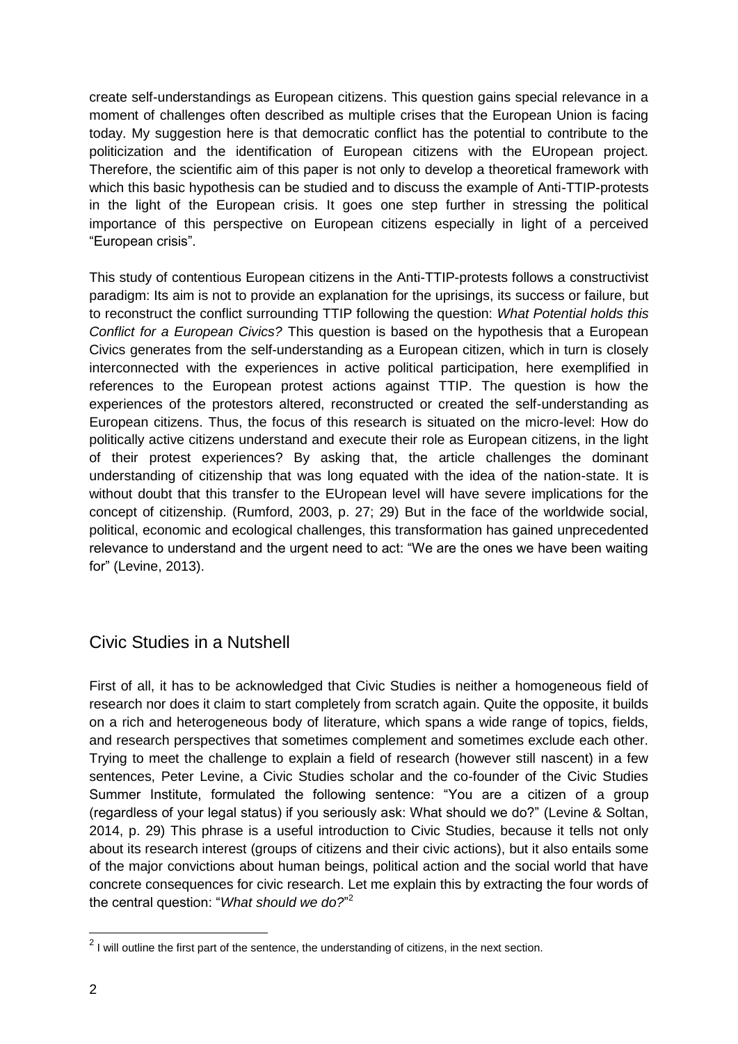create self-understandings as European citizens. This question gains special relevance in a moment of challenges often described as multiple crises that the European Union is facing today. My suggestion here is that democratic conflict has the potential to contribute to the politicization and the identification of European citizens with the EUropean project. Therefore, the scientific aim of this paper is not only to develop a theoretical framework with which this basic hypothesis can be studied and to discuss the example of Anti-TTIP-protests in the light of the European crisis. It goes one step further in stressing the political importance of this perspective on European citizens especially in light of a perceived "European crisis".

This study of contentious European citizens in the Anti-TTIP-protests follows a constructivist paradigm: Its aim is not to provide an explanation for the uprisings, its success or failure, but to reconstruct the conflict surrounding TTIP following the question: *What Potential holds this Conflict for a European Civics?* This question is based on the hypothesis that a European Civics generates from the self-understanding as a European citizen, which in turn is closely interconnected with the experiences in active political participation, here exemplified in references to the European protest actions against TTIP. The question is how the experiences of the protestors altered, reconstructed or created the self-understanding as European citizens. Thus, the focus of this research is situated on the micro-level: How do politically active citizens understand and execute their role as European citizens, in the light of their protest experiences? By asking that, the article challenges the dominant understanding of citizenship that was long equated with the idea of the nation-state. It is without doubt that this transfer to the EUropean level will have severe implications for the concept of citizenship. (Rumford, 2003, p. 27; 29) But in the face of the worldwide social, political, economic and ecological challenges, this transformation has gained unprecedented relevance to understand and the urgent need to act: "We are the ones we have been waiting for" (Levine, 2013).

## Civic Studies in a Nutshell

First of all, it has to be acknowledged that Civic Studies is neither a homogeneous field of research nor does it claim to start completely from scratch again. Quite the opposite, it builds on a rich and heterogeneous body of literature, which spans a wide range of topics, fields, and research perspectives that sometimes complement and sometimes exclude each other. Trying to meet the challenge to explain a field of research (however still nascent) in a few sentences, Peter Levine, a Civic Studies scholar and the co-founder of the Civic Studies Summer Institute, formulated the following sentence: "You are a citizen of a group (regardless of your legal status) if you seriously ask: What should we do?" (Levine & Soltan, 2014, p. 29) This phrase is a useful introduction to Civic Studies, because it tells not only about its research interest (groups of citizens and their civic actions), but it also entails some of the major convictions about human beings, political action and the social world that have concrete consequences for civic research. Let me explain this by extracting the four words of the central question: "*What should we do?*"[2]

[2] I will outline the first part of the sentence, the understanding of citizens, in the next section.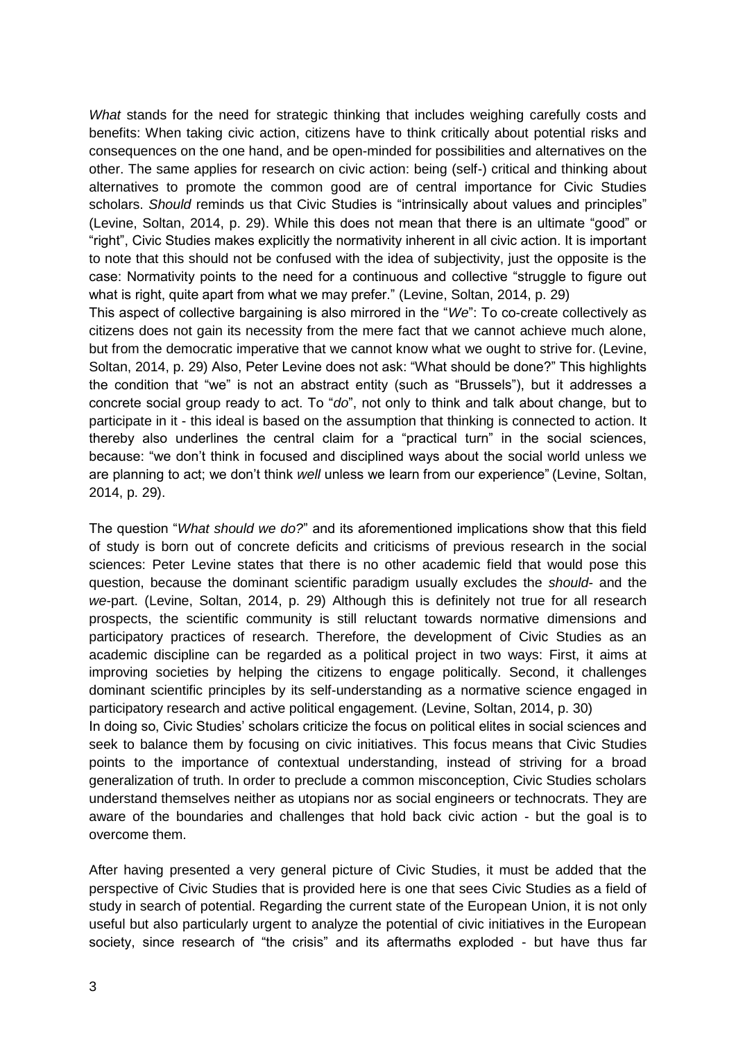*What* stands for the need for strategic thinking that includes weighing carefully costs and benefits: When taking civic action, citizens have to think critically about potential risks and consequences on the one hand, and be open-minded for possibilities and alternatives on the other. The same applies for research on civic action: being (self-) critical and thinking about alternatives to promote the common good are of central importance for Civic Studies scholars. *Should* reminds us that Civic Studies is "intrinsically about values and principles" (Levine, Soltan, 2014, p. 29). While this does not mean that there is an ultimate "good" or "right", Civic Studies makes explicitly the normativity inherent in all civic action. It is important to note that this should not be confused with the idea of subjectivity, just the opposite is the case: Normativity points to the need for a continuous and collective "struggle to figure out what is right, quite apart from what we may prefer." (Levine, Soltan, 2014, p. 29)

This aspect of collective bargaining is also mirrored in the "*We*": To co-create collectively as citizens does not gain its necessity from the mere fact that we cannot achieve much alone, but from the democratic imperative that we cannot know what we ought to strive for. (Levine, Soltan, 2014, p. 29) Also, Peter Levine does not ask: "What should be done?" This highlights the condition that "we" is not an abstract entity (such as "Brussels"), but it addresses a concrete social group ready to act. To "*do*", not only to think and talk about change, but to participate in it - this ideal is based on the assumption that thinking is connected to action. It thereby also underlines the central claim for a "practical turn" in the social sciences, because: "we don't think in focused and disciplined ways about the social world unless we are planning to act; we don't think *well* unless we learn from our experience" (Levine, Soltan, 2014, p. 29).

The question "*What should we do?*" and its aforementioned implications show that this field of study is born out of concrete deficits and criticisms of previous research in the social sciences: Peter Levine states that there is no other academic field that would pose this question, because the dominant scientific paradigm usually excludes the *should*- and the *we*-part. (Levine, Soltan, 2014, p. 29) Although this is definitely not true for all research prospects, the scientific community is still reluctant towards normative dimensions and participatory practices of research. Therefore, the development of Civic Studies as an academic discipline can be regarded as a political project in two ways: First, it aims at improving societies by helping the citizens to engage politically. Second, it challenges dominant scientific principles by its self-understanding as a normative science engaged in participatory research and active political engagement. (Levine, Soltan, 2014, p. 30)

In doing so, Civic Studies' scholars criticize the focus on political elites in social sciences and seek to balance them by focusing on civic initiatives. This focus means that Civic Studies points to the importance of contextual understanding, instead of striving for a broad generalization of truth. In order to preclude a common misconception, Civic Studies scholars understand themselves neither as utopians nor as social engineers or technocrats. They are aware of the boundaries and challenges that hold back civic action - but the goal is to overcome them.

After having presented a very general picture of Civic Studies, it must be added that the perspective of Civic Studies that is provided here is one that sees Civic Studies as a field of study in search of potential. Regarding the current state of the European Union, it is not only useful but also particularly urgent to analyze the potential of civic initiatives in the European society, since research of "the crisis" and its aftermaths exploded - but have thus far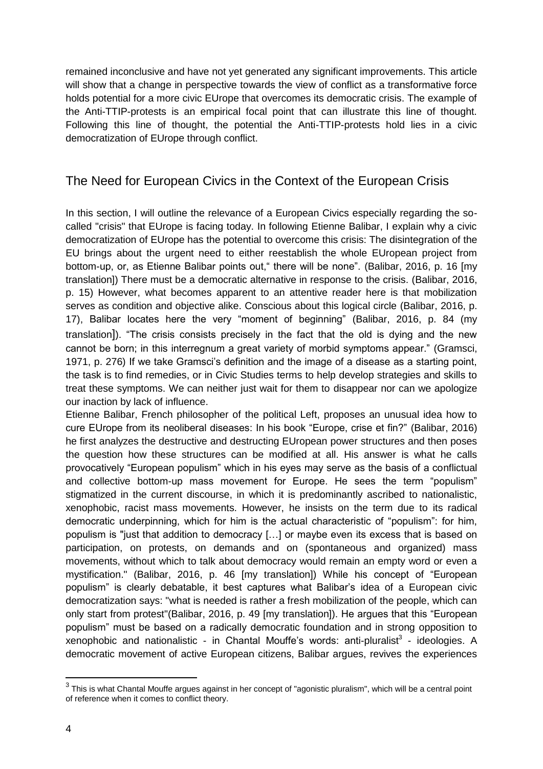remained inconclusive and have not yet generated any significant improvements. This article will show that a change in perspective towards the view of conflict as a transformative force holds potential for a more civic EUrope that overcomes its democratic crisis. The example of the Anti-TTIP-protests is an empirical focal point that can illustrate this line of thought. Following this line of thought, the potential the Anti-TTIP-protests hold lies in a civic democratization of EUrope through conflict.

## The Need for European Civics in the Context of the European Crisis

In this section, I will outline the relevance of a European Civics especially regarding the so-called "crisis" that EUrope is facing today. In following Etienne Balibar, I explain why a civic democratization of EUrope has the potential to overcome this crisis: The disintegration of the EU brings about the urgent need to either reestablish the whole EUropean project from bottom-up, or, as Etienne Balibar points out," there will be none". (Balibar, 2016, p. 16 [my translation]) There must be a democratic alternative in response to the crisis. (Balibar, 2016, p. 15) However, what becomes apparent to an attentive reader here is that mobilization serves as condition and objective alike. Conscious about this logical circle (Balibar, 2016, p. 17), Balibar locates here the very "moment of beginning" (Balibar, 2016, p. 84 (my translation]). "The crisis consists precisely in the fact that the old is dying and the new cannot be born; in this interregnum a great variety of morbid symptoms appear." (Gramsci, 1971, p. 276) If we take Gramsci's definition and the image of a disease as a starting point, the task is to find remedies, or in Civic Studies terms to help develop strategies and skills to treat these symptoms. We can neither just wait for them to disappear nor can we apologize our inaction by lack of influence.

Etienne Balibar, French philosopher of the political Left, proposes an unusual idea how to cure EUrope from its neoliberal diseases: In his book "Europe, crise et fin?" (Balibar, 2016) he first analyzes the destructive and destructing EUropean power structures and then poses the question how these structures can be modified at all. His answer is what he calls provocatively "European populism" which in his eyes may serve as the basis of a conflictual and collective bottom-up mass movement for Europe. He sees the term "populism" stigmatized in the current discourse, in which it is predominantly ascribed to nationalistic, xenophobic, racist mass movements. However, he insists on the term due to its radical democratic underpinning, which for him is the actual characteristic of "populism": for him, populism is "just that addition to democracy […] or maybe even its excess that is based on participation, on protests, on demands and on (spontaneous and organized) mass movements, without which to talk about democracy would remain an empty word or even a mystification." (Balibar, 2016, p. 46 [my translation]) While his concept of "European populism" is clearly debatable, it best captures what Balibar's idea of a European civic democratization says: "what is needed is rather a fresh mobilization of the people, which can only start from protest"(Balibar, 2016, p. 49 [my translation]). He argues that this "European populism" must be based on a radically democratic foundation and in strong opposition to xenophobic and nationalistic - in Chantal Mouffe's words: anti-pluralist[3] - ideologies. A democratic movement of active European citizens, Balibar argues, revives the experiences

[3] This is what Chantal Mouffe argues against in her concept of "agonistic pluralism", which will be a central point of reference when it comes to conflict theory.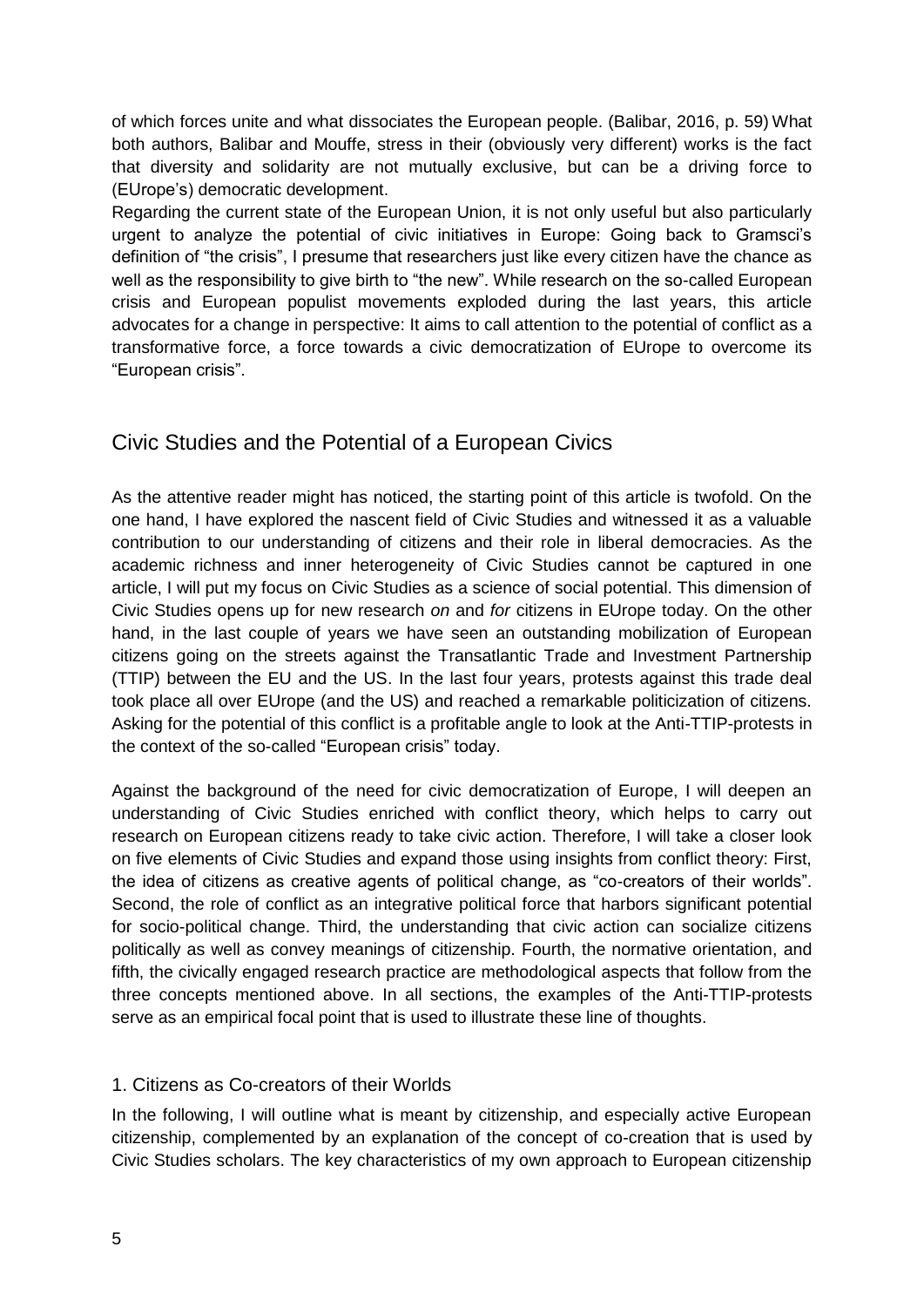of which forces unite and what dissociates the European people. (Balibar, 2016, p. 59) What both authors, Balibar and Mouffe, stress in their (obviously very different) works is the fact that diversity and solidarity are not mutually exclusive, but can be a driving force to (EUrope's) democratic development.

Regarding the current state of the European Union, it is not only useful but also particularly urgent to analyze the potential of civic initiatives in Europe: Going back to Gramsci's definition of "the crisis", I presume that researchers just like every citizen have the chance as well as the responsibility to give birth to "the new". While research on the so-called European crisis and European populist movements exploded during the last years, this article advocates for a change in perspective: It aims to call attention to the potential of conflict as a transformative force, a force towards a civic democratization of EUrope to overcome its "European crisis".

## Civic Studies and the Potential of a European Civics

As the attentive reader might has noticed, the starting point of this article is twofold. On the one hand, I have explored the nascent field of Civic Studies and witnessed it as a valuable contribution to our understanding of citizens and their role in liberal democracies. As the academic richness and inner heterogeneity of Civic Studies cannot be captured in one article, I will put my focus on Civic Studies as a science of social potential. This dimension of Civic Studies opens up for new research *on* and *for* citizens in EUrope today. On the other hand, in the last couple of years we have seen an outstanding mobilization of European citizens going on the streets against the Transatlantic Trade and Investment Partnership (TTIP) between the EU and the US. In the last four years, protests against this trade deal took place all over EUrope (and the US) and reached a remarkable politicization of citizens. Asking for the potential of this conflict is a profitable angle to look at the Anti-TTIP-protests in the context of the so-called "European crisis" today.

Against the background of the need for civic democratization of Europe, I will deepen an understanding of Civic Studies enriched with conflict theory, which helps to carry out research on European citizens ready to take civic action. Therefore, I will take a closer look on five elements of Civic Studies and expand those using insights from conflict theory: First, the idea of citizens as creative agents of political change, as "co-creators of their worlds". Second, the role of conflict as an integrative political force that harbors significant potential for socio-political change. Third, the understanding that civic action can socialize citizens politically as well as convey meanings of citizenship. Fourth, the normative orientation, and fifth, the civically engaged research practice are methodological aspects that follow from the three concepts mentioned above. In all sections, the examples of the Anti-TTIP-protests serve as an empirical focal point that is used to illustrate these line of thoughts.

### 1. Citizens as Co-creators of their Worlds

In the following, I will outline what is meant by citizenship, and especially active European citizenship, complemented by an explanation of the concept of co-creation that is used by Civic Studies scholars. The key characteristics of my own approach to European citizenship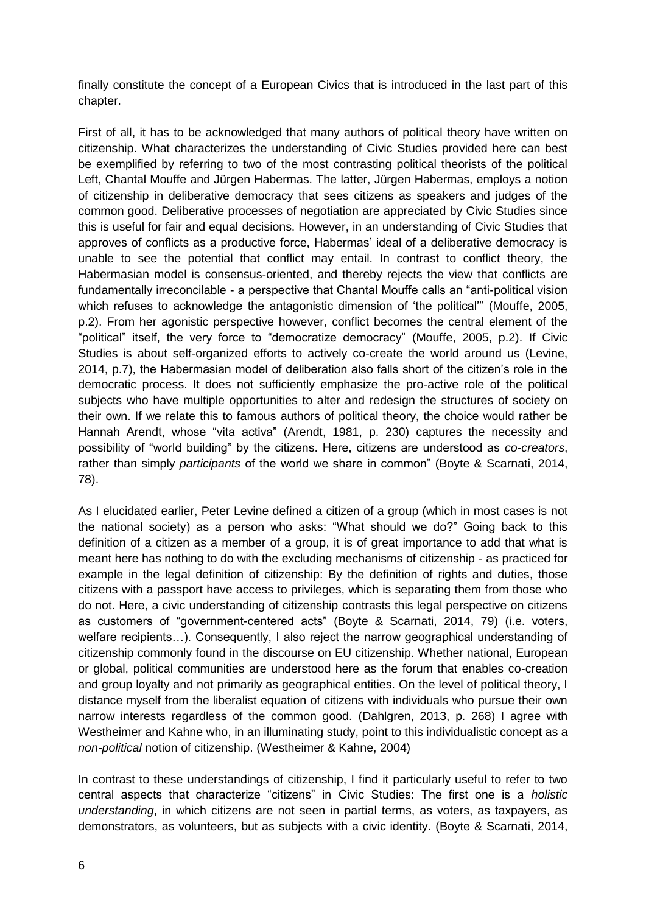finally constitute the concept of a European Civics that is introduced in the last part of this chapter.

First of all, it has to be acknowledged that many authors of political theory have written on citizenship. What characterizes the understanding of Civic Studies provided here can best be exemplified by referring to two of the most contrasting political theorists of the political Left, Chantal Mouffe and Jürgen Habermas. The latter, Jürgen Habermas, employs a notion of citizenship in deliberative democracy that sees citizens as speakers and judges of the common good. Deliberative processes of negotiation are appreciated by Civic Studies since this is useful for fair and equal decisions. However, in an understanding of Civic Studies that approves of conflicts as a productive force, Habermas' ideal of a deliberative democracy is unable to see the potential that conflict may entail. In contrast to conflict theory, the Habermasian model is consensus-oriented, and thereby rejects the view that conflicts are fundamentally irreconcilable - a perspective that Chantal Mouffe calls an "anti-political vision which refuses to acknowledge the antagonistic dimension of 'the political'" (Mouffe, 2005, p.2). From her agonistic perspective however, conflict becomes the central element of the "political" itself, the very force to "democratize democracy" (Mouffe, 2005, p.2). If Civic Studies is about self-organized efforts to actively co-create the world around us (Levine, 2014, p.7), the Habermasian model of deliberation also falls short of the citizen's role in the democratic process. It does not sufficiently emphasize the pro-active role of the political subjects who have multiple opportunities to alter and redesign the structures of society on their own. If we relate this to famous authors of political theory, the choice would rather be Hannah Arendt, whose "vita activa" (Arendt, 1981, p. 230) captures the necessity and possibility of "world building" by the citizens. Here, citizens are understood as *co-creators*, rather than simply *participants* of the world we share in common" (Boyte & Scarnati, 2014, 78).

As I elucidated earlier, Peter Levine defined a citizen of a group (which in most cases is not the national society) as a person who asks: "What should we do?" Going back to this definition of a citizen as a member of a group, it is of great importance to add that what is meant here has nothing to do with the excluding mechanisms of citizenship - as practiced for example in the legal definition of citizenship: By the definition of rights and duties, those citizens with a passport have access to privileges, which is separating them from those who do not. Here, a civic understanding of citizenship contrasts this legal perspective on citizens as customers of "government-centered acts" (Boyte & Scarnati, 2014, 79) (i.e. voters, welfare recipients…). Consequently, I also reject the narrow geographical understanding of citizenship commonly found in the discourse on EU citizenship. Whether national, European or global, political communities are understood here as the forum that enables co-creation and group loyalty and not primarily as geographical entities. On the level of political theory, I distance myself from the liberalist equation of citizens with individuals who pursue their own narrow interests regardless of the common good. (Dahlgren, 2013, p. 268) I agree with Westheimer and Kahne who, in an illuminating study, point to this individualistic concept as a *non-political* notion of citizenship. (Westheimer & Kahne, 2004)

In contrast to these understandings of citizenship, I find it particularly useful to refer to two central aspects that characterize "citizens" in Civic Studies: The first one is a *holistic understanding*, in which citizens are not seen in partial terms, as voters, as taxpayers, as demonstrators, as volunteers, but as subjects with a civic identity. (Boyte & Scarnati, 2014,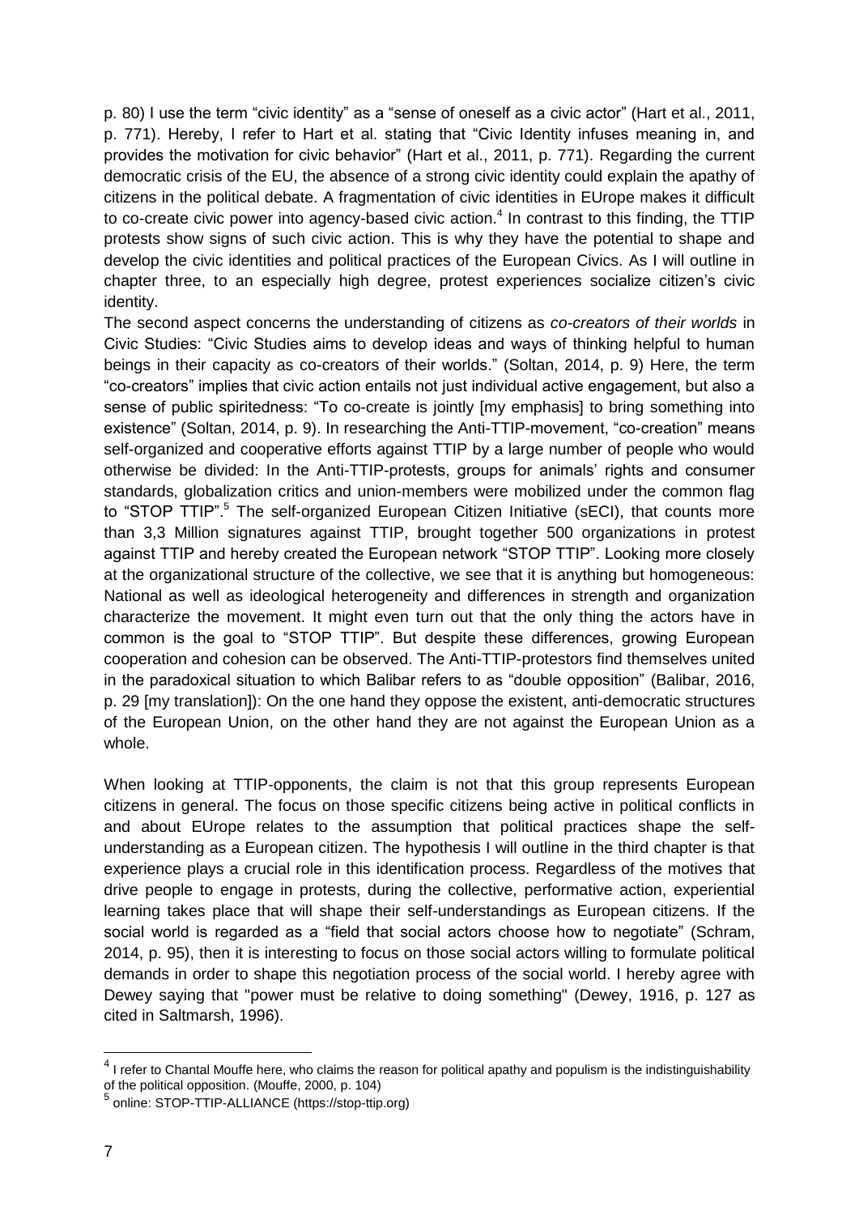p. 80) I use the term "civic identity" as a "sense of oneself as a civic actor" (Hart et al., 2011, p. 771). Hereby, I refer to Hart et al. stating that "Civic Identity infuses meaning in, and provides the motivation for civic behavior" (Hart et al., 2011, p. 771). Regarding the current democratic crisis of the EU, the absence of a strong civic identity could explain the apathy of citizens in the political debate. A fragmentation of civic identities in EUrope makes it difficult to co-create civic power into agency-based civic action.[4] In contrast to this finding, the TTIP protests show signs of such civic action. This is why they have the potential to shape and develop the civic identities and political practices of the European Civics. As I will outline in chapter three, to an especially high degree, protest experiences socialize citizen's civic identity.

The second aspect concerns the understanding of citizens as *co-creators of their worlds* in Civic Studies: "Civic Studies aims to develop ideas and ways of thinking helpful to human beings in their capacity as co-creators of their worlds." (Soltan, 2014, p. 9) Here, the term "co-creators" implies that civic action entails not just individual active engagement, but also a sense of public spiritedness: "To co-create is jointly [my emphasis] to bring something into existence" (Soltan, 2014, p. 9). In researching the Anti-TTIP-movement, "co-creation" means self-organized and cooperative efforts against TTIP by a large number of people who would otherwise be divided: In the Anti-TTIP-protests, groups for animals' rights and consumer standards, globalization critics and union-members were mobilized under the common flag to "STOP TTIP".[5] The self-organized European Citizen Initiative (sECI), that counts more than 3,3 Million signatures against TTIP, brought together 500 organizations in protest against TTIP and hereby created the European network "STOP TTIP". Looking more closely at the organizational structure of the collective, we see that it is anything but homogeneous: National as well as ideological heterogeneity and differences in strength and organization characterize the movement. It might even turn out that the only thing the actors have in common is the goal to "STOP TTIP". But despite these differences, growing European cooperation and cohesion can be observed. The Anti-TTIP-protestors find themselves united in the paradoxical situation to which Balibar refers to as "double opposition" (Balibar, 2016, p. 29 [my translation]): On the one hand they oppose the existent, anti-democratic structures of the European Union, on the other hand they are not against the European Union as a whole.

When looking at TTIP-opponents, the claim is not that this group represents European citizens in general. The focus on those specific citizens being active in political conflicts in and about EUrope relates to the assumption that political practices shape the self-understanding as a European citizen. The hypothesis I will outline in the third chapter is that experience plays a crucial role in this identification process. Regardless of the motives that drive people to engage in protests, during the collective, performative action, experiential learning takes place that will shape their self-understandings as European citizens. If the social world is regarded as a "field that social actors choose how to negotiate" (Schram, 2014, p. 95), then it is interesting to focus on those social actors willing to formulate political demands in order to shape this negotiation process of the social world. I hereby agree with Dewey saying that "power must be relative to doing something" (Dewey, 1916, p. 127 as cited in Saltmarsh, 1996).

---

[4] I refer to Chantal Mouffe here, who claims the reason for political apathy and populism is the indistinguishability of the political opposition. (Mouffe, 2000, p. 104)

[5] online: STOP-TTIP-ALLIANCE (https://stop-ttip.org)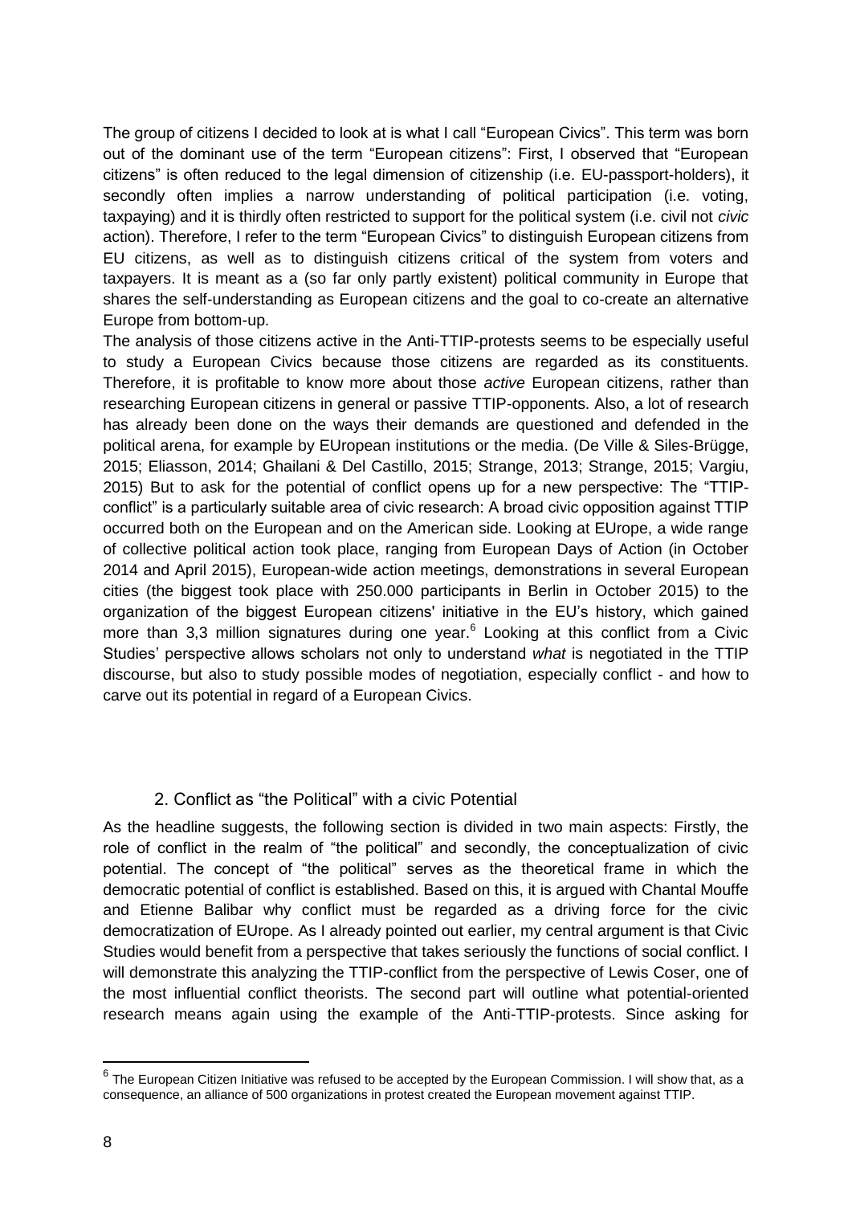The group of citizens I decided to look at is what I call "European Civics". This term was born out of the dominant use of the term "European citizens": First, I observed that "European citizens" is often reduced to the legal dimension of citizenship (i.e. EU-passport-holders), it secondly often implies a narrow understanding of political participation (i.e. voting, taxpaying) and it is thirdly often restricted to support for the political system (i.e. civil not *civic* action). Therefore, I refer to the term "European Civics" to distinguish European citizens from EU citizens, as well as to distinguish citizens critical of the system from voters and taxpayers. It is meant as a (so far only partly existent) political community in Europe that shares the self-understanding as European citizens and the goal to co-create an alternative Europe from bottom-up.

The analysis of those citizens active in the Anti-TTIP-protests seems to be especially useful to study a European Civics because those citizens are regarded as its constituents. Therefore, it is profitable to know more about those *active* European citizens, rather than researching European citizens in general or passive TTIP-opponents. Also, a lot of research has already been done on the ways their demands are questioned and defended in the political arena, for example by EUropean institutions or the media. (De Ville & Siles-Brügge, 2015; Eliasson, 2014; Ghailani & Del Castillo, 2015; Strange, 2013; Strange, 2015; Vargiu, 2015) But to ask for the potential of conflict opens up for a new perspective: The "TTIP-conflict" is a particularly suitable area of civic research: A broad civic opposition against TTIP occurred both on the European and on the American side. Looking at EUrope, a wide range of collective political action took place, ranging from European Days of Action (in October 2014 and April 2015), European-wide action meetings, demonstrations in several European cities (the biggest took place with 250.000 participants in Berlin in October 2015) to the organization of the biggest European citizens' initiative in the EU's history, which gained more than 3,3 million signatures during one year.[6] Looking at this conflict from a Civic Studies' perspective allows scholars not only to understand *what* is negotiated in the TTIP discourse, but also to study possible modes of negotiation, especially conflict - and how to carve out its potential in regard of a European Civics.

## 2. Conflict as "the Political" with a civic Potential

As the headline suggests, the following section is divided in two main aspects: Firstly, the role of conflict in the realm of "the political" and secondly, the conceptualization of civic potential. The concept of "the political" serves as the theoretical frame in which the democratic potential of conflict is established. Based on this, it is argued with Chantal Mouffe and Etienne Balibar why conflict must be regarded as a driving force for the civic democratization of EUrope. As I already pointed out earlier, my central argument is that Civic Studies would benefit from a perspective that takes seriously the functions of social conflict. I will demonstrate this analyzing the TTIP-conflict from the perspective of Lewis Coser, one of the most influential conflict theorists. The second part will outline what potential-oriented research means again using the example of the Anti-TTIP-protests. Since asking for

[6] The European Citizen Initiative was refused to be accepted by the European Commission. I will show that, as a consequence, an alliance of 500 organizations in protest created the European movement against TTIP.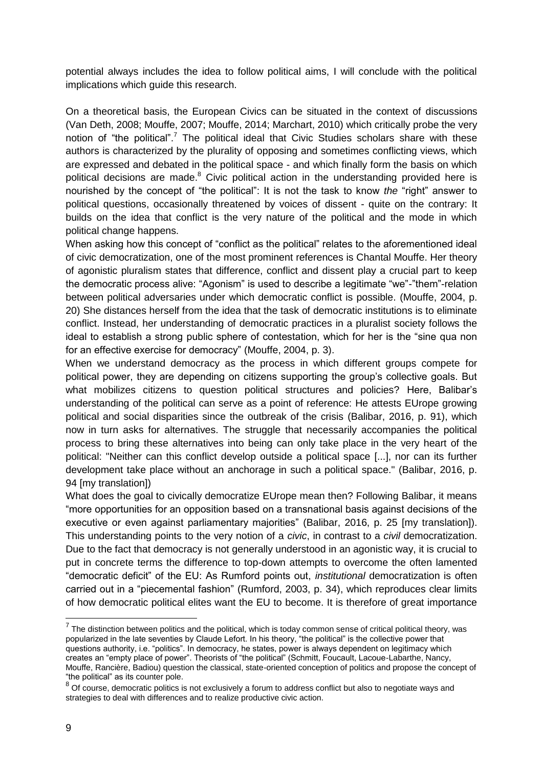potential always includes the idea to follow political aims, I will conclude with the political implications which guide this research.

On a theoretical basis, the European Civics can be situated in the context of discussions (Van Deth, 2008; Mouffe, 2007; Mouffe, 2014; Marchart, 2010) which critically probe the very notion of "the political".[7] The political ideal that Civic Studies scholars share with these authors is characterized by the plurality of opposing and sometimes conflicting views, which are expressed and debated in the political space - and which finally form the basis on which political decisions are made.[8] Civic political action in the understanding provided here is nourished by the concept of "the political": It is not the task to know *the* "right" answer to political questions, occasionally threatened by voices of dissent - quite on the contrary: It builds on the idea that conflict is the very nature of the political and the mode in which political change happens.

When asking how this concept of "conflict as the political" relates to the aforementioned ideal of civic democratization, one of the most prominent references is Chantal Mouffe. Her theory of agonistic pluralism states that difference, conflict and dissent play a crucial part to keep the democratic process alive: "Agonism" is used to describe a legitimate "we"-"them"-relation between political adversaries under which democratic conflict is possible. (Mouffe, 2004, p. 20) She distances herself from the idea that the task of democratic institutions is to eliminate conflict. Instead, her understanding of democratic practices in a pluralist society follows the ideal to establish a strong public sphere of contestation, which for her is the "sine qua non for an effective exercise for democracy" (Mouffe, 2004, p. 3).

When we understand democracy as the process in which different groups compete for political power, they are depending on citizens supporting the group's collective goals. But what mobilizes citizens to question political structures and policies? Here, Balibar's understanding of the political can serve as a point of reference: He attests EUrope growing political and social disparities since the outbreak of the crisis (Balibar, 2016, p. 91), which now in turn asks for alternatives. The struggle that necessarily accompanies the political process to bring these alternatives into being can only take place in the very heart of the political: "Neither can this conflict develop outside a political space [...], nor can its further development take place without an anchorage in such a political space." (Balibar, 2016, p. 94 [my translation])

What does the goal to civically democratize EUrope mean then? Following Balibar, it means "more opportunities for an opposition based on a transnational basis against decisions of the executive or even against parliamentary majorities" (Balibar, 2016, p. 25 [my translation]). This understanding points to the very notion of a *civic*, in contrast to a *civil* democratization. Due to the fact that democracy is not generally understood in an agonistic way, it is crucial to put in concrete terms the difference to top-down attempts to overcome the often lamented "democratic deficit" of the EU: As Rumford points out, *institutional* democratization is often carried out in a "piecemental fashion" (Rumford, 2003, p. 34), which reproduces clear limits of how democratic political elites want the EU to become. It is therefore of great importance

---

[7] The distinction between politics and the political, which is today common sense of critical political theory, was popularized in the late seventies by Claude Lefort. In his theory, "the political" is the collective power that questions authority, i.e. "politics". In democracy, he states, power is always dependent on legitimacy which creates an "empty place of power". Theorists of "the political" (Schmitt, Foucault, Lacoue-Labarthe, Nancy, Mouffe, Rancière, Badiou) question the classical, state-oriented conception of politics and propose the concept of "the political" as its counter pole.

[8] Of course, democratic politics is not exclusively a forum to address conflict but also to negotiate ways and strategies to deal with differences and to realize productive civic action.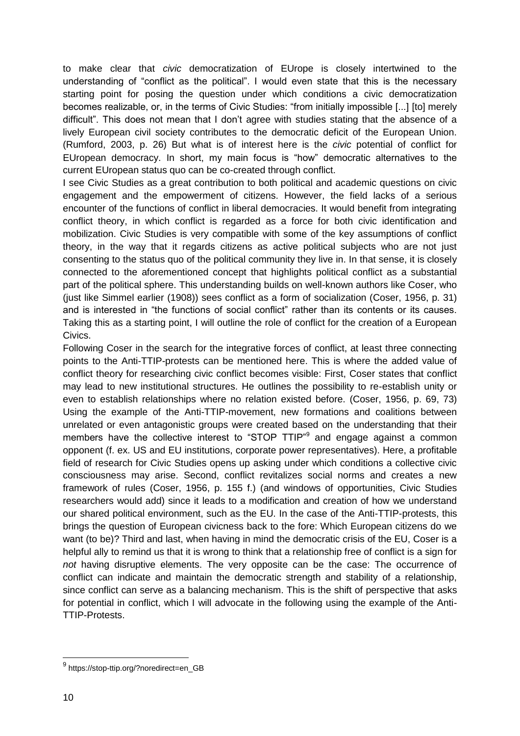to make clear that *civic* democratization of EUrope is closely intertwined to the understanding of "conflict as the political". I would even state that this is the necessary starting point for posing the question under which conditions a civic democratization becomes realizable, or, in the terms of Civic Studies: "from initially impossible [...] [to] merely difficult". This does not mean that I don't agree with studies stating that the absence of a lively European civil society contributes to the democratic deficit of the European Union. (Rumford, 2003, p. 26) But what is of interest here is the *civic* potential of conflict for EUropean democracy. In short, my main focus is "how" democratic alternatives to the current EUropean status quo can be co-created through conflict.

I see Civic Studies as a great contribution to both political and academic questions on civic engagement and the empowerment of citizens. However, the field lacks of a serious encounter of the functions of conflict in liberal democracies. It would benefit from integrating conflict theory, in which conflict is regarded as a force for both civic identification and mobilization. Civic Studies is very compatible with some of the key assumptions of conflict theory, in the way that it regards citizens as active political subjects who are not just consenting to the status quo of the political community they live in. In that sense, it is closely connected to the aforementioned concept that highlights political conflict as a substantial part of the political sphere. This understanding builds on well-known authors like Coser, who (just like Simmel earlier (1908)) sees conflict as a form of socialization (Coser, 1956, p. 31) and is interested in "the functions of social conflict" rather than its contents or its causes. Taking this as a starting point, I will outline the role of conflict for the creation of a European Civics.

Following Coser in the search for the integrative forces of conflict, at least three connecting points to the Anti-TTIP-protests can be mentioned here. This is where the added value of conflict theory for researching civic conflict becomes visible: First, Coser states that conflict may lead to new institutional structures. He outlines the possibility to re-establish unity or even to establish relationships where no relation existed before. (Coser, 1956, p. 69, 73) Using the example of the Anti-TTIP-movement, new formations and coalitions between unrelated or even antagonistic groups were created based on the understanding that their members have the collective interest to "STOP TTIP"[9] and engage against a common opponent (f. ex. US and EU institutions, corporate power representatives). Here, a profitable field of research for Civic Studies opens up asking under which conditions a collective civic consciousness may arise. Second, conflict revitalizes social norms and creates a new framework of rules (Coser, 1956, p. 155 f.) (and windows of opportunities, Civic Studies researchers would add) since it leads to a modification and creation of how we understand our shared political environment, such as the EU. In the case of the Anti-TTIP-protests, this brings the question of European civicness back to the fore: Which European citizens do we want (to be)? Third and last, when having in mind the democratic crisis of the EU, Coser is a helpful ally to remind us that it is wrong to think that a relationship free of conflict is a sign for *not* having disruptive elements. The very opposite can be the case: The occurrence of conflict can indicate and maintain the democratic strength and stability of a relationship, since conflict can serve as a balancing mechanism. This is the shift of perspective that asks for potential in conflict, which I will advocate in the following using the example of the Anti-TTIP-Protests.

[9] https://stop-ttip.org/?noredirect=en_GB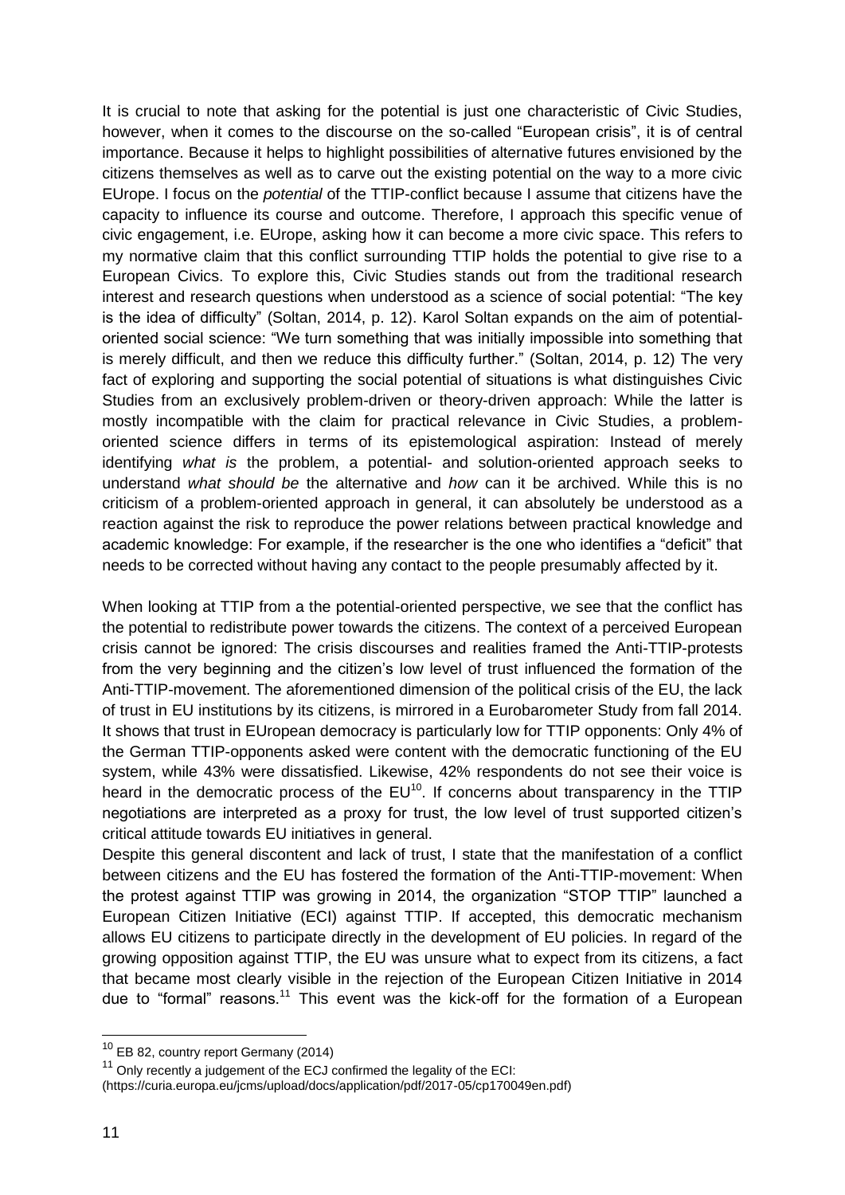It is crucial to note that asking for the potential is just one characteristic of Civic Studies, however, when it comes to the discourse on the so-called "European crisis", it is of central importance. Because it helps to highlight possibilities of alternative futures envisioned by the citizens themselves as well as to carve out the existing potential on the way to a more civic EUrope. I focus on the *potential* of the TTIP-conflict because I assume that citizens have the capacity to influence its course and outcome. Therefore, I approach this specific venue of civic engagement, i.e. EUrope, asking how it can become a more civic space. This refers to my normative claim that this conflict surrounding TTIP holds the potential to give rise to a European Civics. To explore this, Civic Studies stands out from the traditional research interest and research questions when understood as a science of social potential: "The key is the idea of difficulty" (Soltan, 2014, p. 12). Karol Soltan expands on the aim of potential-oriented social science: "We turn something that was initially impossible into something that is merely difficult, and then we reduce this difficulty further." (Soltan, 2014, p. 12) The very fact of exploring and supporting the social potential of situations is what distinguishes Civic Studies from an exclusively problem-driven or theory-driven approach: While the latter is mostly incompatible with the claim for practical relevance in Civic Studies, a problem-oriented science differs in terms of its epistemological aspiration: Instead of merely identifying *what is* the problem, a potential- and solution-oriented approach seeks to understand *what should be* the alternative and *how* can it be archived. While this is no criticism of a problem-oriented approach in general, it can absolutely be understood as a reaction against the risk to reproduce the power relations between practical knowledge and academic knowledge: For example, if the researcher is the one who identifies a "deficit" that needs to be corrected without having any contact to the people presumably affected by it.

When looking at TTIP from a the potential-oriented perspective, we see that the conflict has the potential to redistribute power towards the citizens. The context of a perceived European crisis cannot be ignored: The crisis discourses and realities framed the Anti-TTIP-protests from the very beginning and the citizen's low level of trust influenced the formation of the Anti-TTIP-movement. The aforementioned dimension of the political crisis of the EU, the lack of trust in EU institutions by its citizens, is mirrored in a Eurobarometer Study from fall 2014. It shows that trust in EUropean democracy is particularly low for TTIP opponents: Only 4% of the German TTIP-opponents asked were content with the democratic functioning of the EU system, while 43% were dissatisfied. Likewise, 42% respondents do not see their voice is heard in the democratic process of the EU[10]. If concerns about transparency in the TTIP negotiations are interpreted as a proxy for trust, the low level of trust supported citizen's critical attitude towards EU initiatives in general.

Despite this general discontent and lack of trust, I state that the manifestation of a conflict between citizens and the EU has fostered the formation of the Anti-TTIP-movement: When the protest against TTIP was growing in 2014, the organization "STOP TTIP" launched a European Citizen Initiative (ECI) against TTIP. If accepted, this democratic mechanism allows EU citizens to participate directly in the development of EU policies. In regard of the growing opposition against TTIP, the EU was unsure what to expect from its citizens, a fact that became most clearly visible in the rejection of the European Citizen Initiative in 2014 due to "formal" reasons.[11] This event was the kick-off for the formation of a European

---

[10] EB 82, country report Germany (2014)

[11] Only recently a judgement of the ECJ confirmed the legality of the ECI: (https://curia.europa.eu/jcms/upload/docs/application/pdf/2017-05/cp170049en.pdf)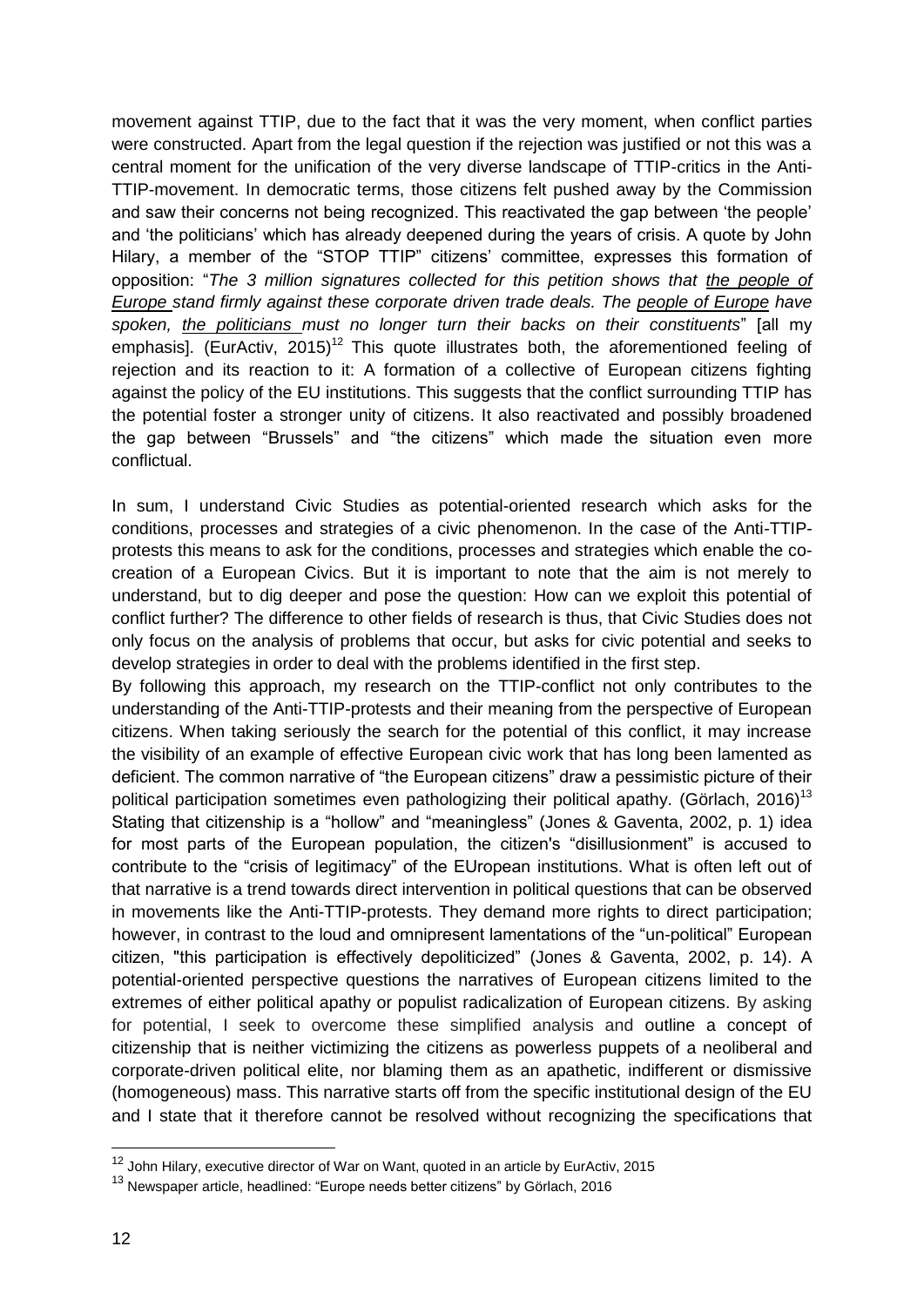movement against TTIP, due to the fact that it was the very moment, when conflict parties were constructed. Apart from the legal question if the rejection was justified or not this was a central moment for the unification of the very diverse landscape of TTIP-critics in the Anti-TTIP-movement. In democratic terms, those citizens felt pushed away by the Commission and saw their concerns not being recognized. This reactivated the gap between 'the people' and 'the politicians' which has already deepened during the years of crisis. A quote by John Hilary, a member of the "STOP TTIP" citizens' committee, expresses this formation of opposition: "*The 3 million signatures collected for this petition shows that <u>the people of Europe</u> stand firmly against these corporate driven trade deals. The <u>people of Europe</u> have spoken, <u>the politicians</u> must no longer turn their backs on their constituents*" [all my emphasis]. (EurActiv, 2015)[12] This quote illustrates both, the aforementioned feeling of rejection and its reaction to it: A formation of a collective of European citizens fighting against the policy of the EU institutions. This suggests that the conflict surrounding TTIP has the potential foster a stronger unity of citizens. It also reactivated and possibly broadened the gap between "Brussels" and "the citizens" which made the situation even more conflictual.

In sum, I understand Civic Studies as potential-oriented research which asks for the conditions, processes and strategies of a civic phenomenon. In the case of the Anti-TTIP-protests this means to ask for the conditions, processes and strategies which enable the co-creation of a European Civics. But it is important to note that the aim is not merely to understand, but to dig deeper and pose the question: How can we exploit this potential of conflict further? The difference to other fields of research is thus, that Civic Studies does not only focus on the analysis of problems that occur, but asks for civic potential and seeks to develop strategies in order to deal with the problems identified in the first step.

By following this approach, my research on the TTIP-conflict not only contributes to the understanding of the Anti-TTIP-protests and their meaning from the perspective of European citizens. When taking seriously the search for the potential of this conflict, it may increase the visibility of an example of effective European civic work that has long been lamented as deficient. The common narrative of "the European citizens" draw a pessimistic picture of their political participation sometimes even pathologizing their political apathy. (Görlach, 2016)[13] Stating that citizenship is a "hollow" and "meaningless" (Jones & Gaventa, 2002, p. 1) idea for most parts of the European population, the citizen's "disillusionment" is accused to contribute to the "crisis of legitimacy" of the EUropean institutions. What is often left out of that narrative is a trend towards direct intervention in political questions that can be observed in movements like the Anti-TTIP-protests. They demand more rights to direct participation; however, in contrast to the loud and omnipresent lamentations of the "un-political" European citizen, "this participation is effectively depoliticized" (Jones & Gaventa, 2002, p. 14). A potential-oriented perspective questions the narratives of European citizens limited to the extremes of either political apathy or populist radicalization of European citizens. By asking for potential, I seek to overcome these simplified analysis and outline a concept of citizenship that is neither victimizing the citizens as powerless puppets of a neoliberal and corporate-driven political elite, nor blaming them as an apathetic, indifferent or dismissive (homogeneous) mass. This narrative starts off from the specific institutional design of the EU and I state that it therefore cannot be resolved without recognizing the specifications that

---

[12] John Hilary, executive director of War on Want, quoted in an article by EurActiv, 2015

[13] Newspaper article, headlined: "Europe needs better citizens" by Görlach, 2016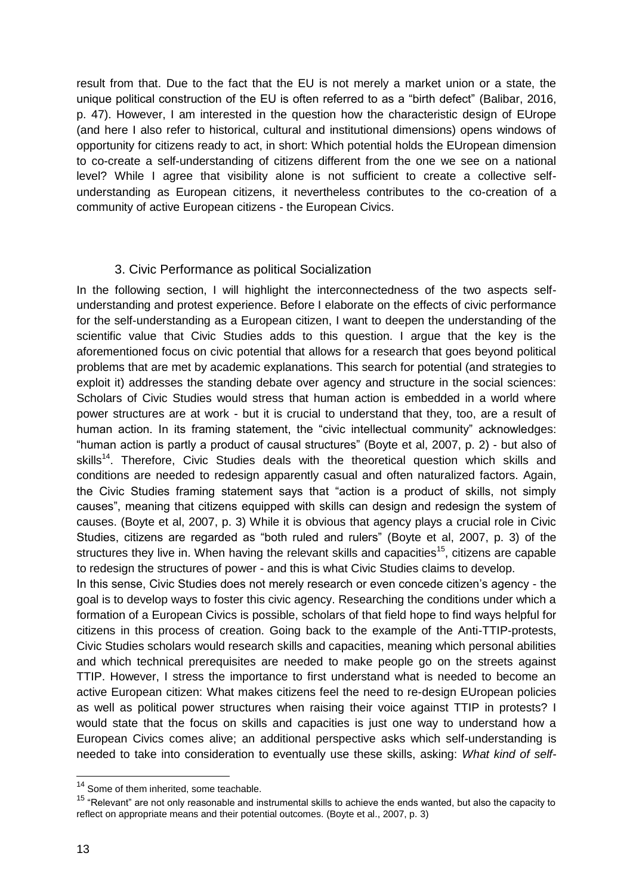result from that. Due to the fact that the EU is not merely a market union or a state, the unique political construction of the EU is often referred to as a "birth defect" (Balibar, 2016, p. 47). However, I am interested in the question how the characteristic design of EUrope (and here I also refer to historical, cultural and institutional dimensions) opens windows of opportunity for citizens ready to act, in short: Which potential holds the EUropean dimension to co-create a self-understanding of citizens different from the one we see on a national level? While I agree that visibility alone is not sufficient to create a collective self-understanding as European citizens, it nevertheless contributes to the co-creation of a community of active European citizens - the European Civics.

## 3. Civic Performance as political Socialization

In the following section, I will highlight the interconnectedness of the two aspects self-understanding and protest experience. Before I elaborate on the effects of civic performance for the self-understanding as a European citizen, I want to deepen the understanding of the scientific value that Civic Studies adds to this question. I argue that the key is the aforementioned focus on civic potential that allows for a research that goes beyond political problems that are met by academic explanations. This search for potential (and strategies to exploit it) addresses the standing debate over agency and structure in the social sciences: Scholars of Civic Studies would stress that human action is embedded in a world where power structures are at work - but it is crucial to understand that they, too, are a result of human action. In its framing statement, the "civic intellectual community" acknowledges: "human action is partly a product of causal structures" (Boyte et al, 2007, p. 2) - but also of skills[14]. Therefore, Civic Studies deals with the theoretical question which skills and conditions are needed to redesign apparently casual and often naturalized factors. Again, the Civic Studies framing statement says that "action is a product of skills, not simply causes", meaning that citizens equipped with skills can design and redesign the system of causes. (Boyte et al, 2007, p. 3) While it is obvious that agency plays a crucial role in Civic Studies, citizens are regarded as "both ruled and rulers" (Boyte et al, 2007, p. 3) of the structures they live in. When having the relevant skills and capacities[15], citizens are capable to redesign the structures of power - and this is what Civic Studies claims to develop.

In this sense, Civic Studies does not merely research or even concede citizen's agency - the goal is to develop ways to foster this civic agency. Researching the conditions under which a formation of a European Civics is possible, scholars of that field hope to find ways helpful for citizens in this process of creation. Going back to the example of the Anti-TTIP-protests, Civic Studies scholars would research skills and capacities, meaning which personal abilities and which technical prerequisites are needed to make people go on the streets against TTIP. However, I stress the importance to first understand what is needed to become an active European citizen: What makes citizens feel the need to re-design EUropean policies as well as political power structures when raising their voice against TTIP in protests? I would state that the focus on skills and capacities is just one way to understand how a European Civics comes alive; an additional perspective asks which self-understanding is needed to take into consideration to eventually use these skills, asking: *What kind of self-*

---

[14] Some of them inherited, some teachable.

[15] "Relevant" are not only reasonable and instrumental skills to achieve the ends wanted, but also the capacity to reflect on appropriate means and their potential outcomes. (Boyte et al., 2007, p. 3)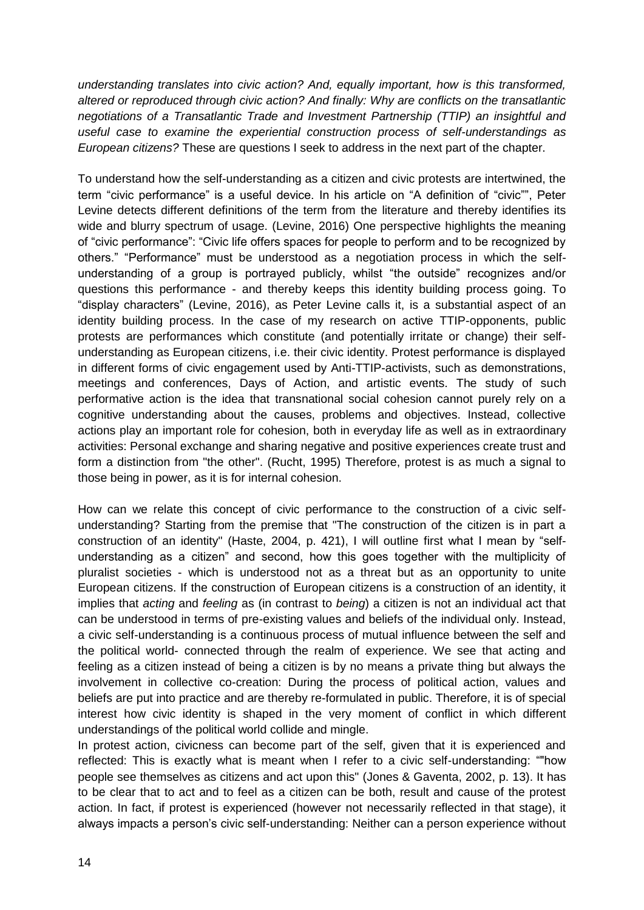*understanding translates into civic action? And, equally important, how is this transformed, altered or reproduced through civic action? And finally: Why are conflicts on the transatlantic negotiations of a Transatlantic Trade and Investment Partnership (TTIP) an insightful and useful case to examine the experiential construction process of self-understandings as European citizens?* These are questions I seek to address in the next part of the chapter.

To understand how the self-understanding as a citizen and civic protests are intertwined, the term "civic performance" is a useful device. In his article on "A definition of "civic"", Peter Levine detects different definitions of the term from the literature and thereby identifies its wide and blurry spectrum of usage. (Levine, 2016) One perspective highlights the meaning of "civic performance": "Civic life offers spaces for people to perform and to be recognized by others." "Performance" must be understood as a negotiation process in which the self-understanding of a group is portrayed publicly, whilst "the outside" recognizes and/or questions this performance - and thereby keeps this identity building process going. To "display characters" (Levine, 2016), as Peter Levine calls it, is a substantial aspect of an identity building process. In the case of my research on active TTIP-opponents, public protests are performances which constitute (and potentially irritate or change) their self-understanding as European citizens, i.e. their civic identity. Protest performance is displayed in different forms of civic engagement used by Anti-TTIP-activists, such as demonstrations, meetings and conferences, Days of Action, and artistic events. The study of such performative action is the idea that transnational social cohesion cannot purely rely on a cognitive understanding about the causes, problems and objectives. Instead, collective actions play an important role for cohesion, both in everyday life as well as in extraordinary activities: Personal exchange and sharing negative and positive experiences create trust and form a distinction from "the other". (Rucht, 1995) Therefore, protest is as much a signal to those being in power, as it is for internal cohesion.

How can we relate this concept of civic performance to the construction of a civic self-understanding? Starting from the premise that "The construction of the citizen is in part a construction of an identity" (Haste, 2004, p. 421), I will outline first what I mean by "self-understanding as a citizen" and second, how this goes together with the multiplicity of pluralist societies - which is understood not as a threat but as an opportunity to unite European citizens. If the construction of European citizens is a construction of an identity, it implies that *acting* and *feeling* as (in contrast to *being*) a citizen is not an individual act that can be understood in terms of pre-existing values and beliefs of the individual only. Instead, a civic self-understanding is a continuous process of mutual influence between the self and the political world- connected through the realm of experience. We see that acting and feeling as a citizen instead of being a citizen is by no means a private thing but always the involvement in collective co-creation: During the process of political action, values and beliefs are put into practice and are thereby re-formulated in public. Therefore, it is of special interest how civic identity is shaped in the very moment of conflict in which different understandings of the political world collide and mingle.

In protest action, civicness can become part of the self, given that it is experienced and reflected: This is exactly what is meant when I refer to a civic self-understanding: ""how people see themselves as citizens and act upon this" (Jones & Gaventa, 2002, p. 13). It has to be clear that to act and to feel as a citizen can be both, result and cause of the protest action. In fact, if protest is experienced (however not necessarily reflected in that stage), it always impacts a person's civic self-understanding: Neither can a person experience without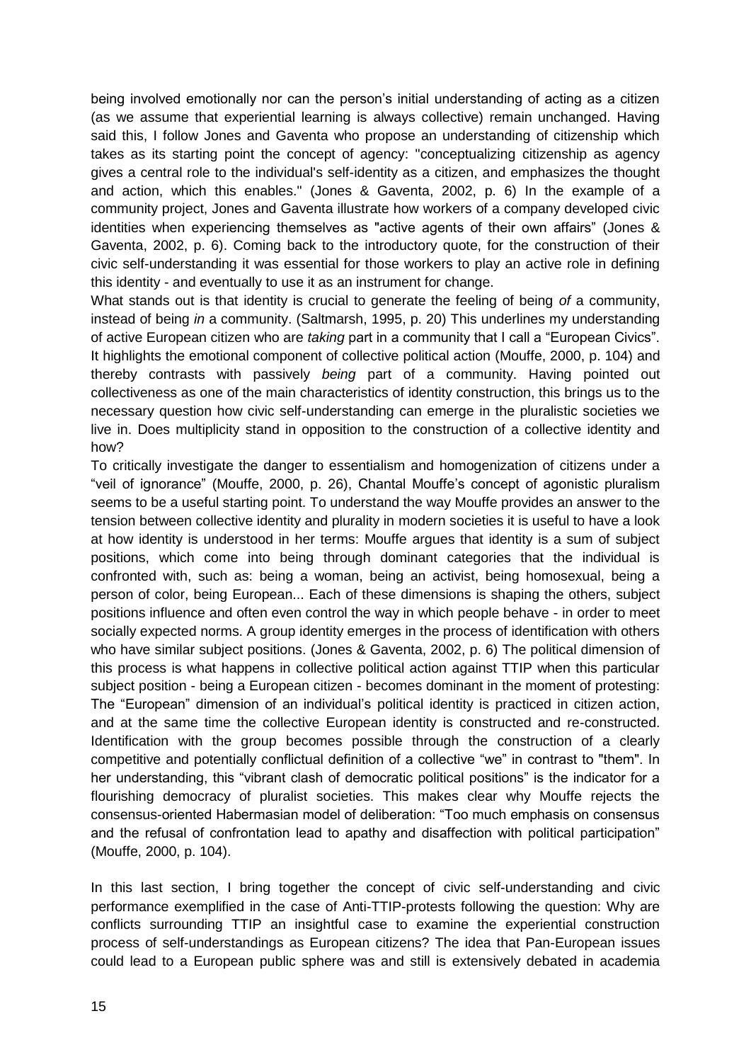being involved emotionally nor can the person's initial understanding of acting as a citizen (as we assume that experiential learning is always collective) remain unchanged. Having said this, I follow Jones and Gaventa who propose an understanding of citizenship which takes as its starting point the concept of agency: "conceptualizing citizenship as agency gives a central role to the individual's self-identity as a citizen, and emphasizes the thought and action, which this enables." (Jones & Gaventa, 2002, p. 6) In the example of a community project, Jones and Gaventa illustrate how workers of a company developed civic identities when experiencing themselves as "active agents of their own affairs" (Jones & Gaventa, 2002, p. 6). Coming back to the introductory quote, for the construction of their civic self-understanding it was essential for those workers to play an active role in defining this identity - and eventually to use it as an instrument for change.

What stands out is that identity is crucial to generate the feeling of being *of* a community, instead of being *in* a community. (Saltmarsh, 1995, p. 20) This underlines my understanding of active European citizen who are *taking* part in a community that I call a "European Civics". It highlights the emotional component of collective political action (Mouffe, 2000, p. 104) and thereby contrasts with passively *being* part of a community. Having pointed out collectiveness as one of the main characteristics of identity construction, this brings us to the necessary question how civic self-understanding can emerge in the pluralistic societies we live in. Does multiplicity stand in opposition to the construction of a collective identity and how?

To critically investigate the danger to essentialism and homogenization of citizens under a "veil of ignorance" (Mouffe, 2000, p. 26), Chantal Mouffe's concept of agonistic pluralism seems to be a useful starting point. To understand the way Mouffe provides an answer to the tension between collective identity and plurality in modern societies it is useful to have a look at how identity is understood in her terms: Mouffe argues that identity is a sum of subject positions, which come into being through dominant categories that the individual is confronted with, such as: being a woman, being an activist, being homosexual, being a person of color, being European... Each of these dimensions is shaping the others, subject positions influence and often even control the way in which people behave - in order to meet socially expected norms. A group identity emerges in the process of identification with others who have similar subject positions. (Jones & Gaventa, 2002, p. 6) The political dimension of this process is what happens in collective political action against TTIP when this particular subject position - being a European citizen - becomes dominant in the moment of protesting: The "European" dimension of an individual's political identity is practiced in citizen action, and at the same time the collective European identity is constructed and re-constructed. Identification with the group becomes possible through the construction of a clearly competitive and potentially conflictual definition of a collective "we" in contrast to "them". In her understanding, this "vibrant clash of democratic political positions" is the indicator for a flourishing democracy of pluralist societies. This makes clear why Mouffe rejects the consensus-oriented Habermasian model of deliberation: "Too much emphasis on consensus and the refusal of confrontation lead to apathy and disaffection with political participation" (Mouffe, 2000, p. 104).

In this last section, I bring together the concept of civic self-understanding and civic performance exemplified in the case of Anti-TTIP-protests following the question: Why are conflicts surrounding TTIP an insightful case to examine the experiential construction process of self-understandings as European citizens? The idea that Pan-European issues could lead to a European public sphere was and still is extensively debated in academia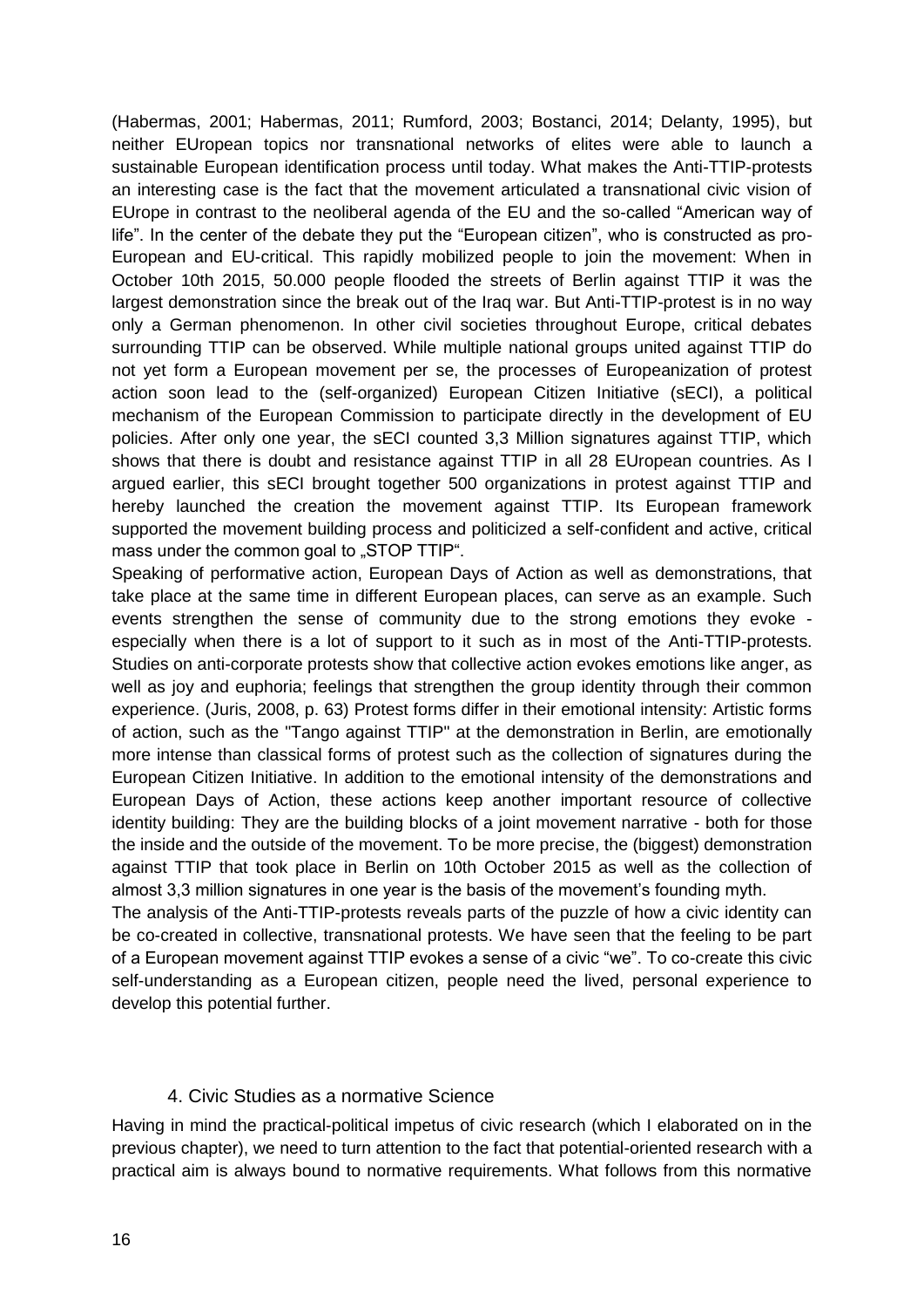(Habermas, 2001; Habermas, 2011; Rumford, 2003; Bostanci, 2014; Delanty, 1995), but neither EUropean topics nor transnational networks of elites were able to launch a sustainable European identification process until today. What makes the Anti-TTIP-protests an interesting case is the fact that the movement articulated a transnational civic vision of EUrope in contrast to the neoliberal agenda of the EU and the so-called "American way of life". In the center of the debate they put the "European citizen", who is constructed as pro-European and EU-critical. This rapidly mobilized people to join the movement: When in October 10th 2015, 50.000 people flooded the streets of Berlin against TTIP it was the largest demonstration since the break out of the Iraq war. But Anti-TTIP-protest is in no way only a German phenomenon. In other civil societies throughout Europe, critical debates surrounding TTIP can be observed. While multiple national groups united against TTIP do not yet form a European movement per se, the processes of Europeanization of protest action soon lead to the (self-organized) European Citizen Initiative (sECI), a political mechanism of the European Commission to participate directly in the development of EU policies. After only one year, the sECI counted 3,3 Million signatures against TTIP, which shows that there is doubt and resistance against TTIP in all 28 EUropean countries. As I argued earlier, this sECI brought together 500 organizations in protest against TTIP and hereby launched the creation the movement against TTIP. Its European framework supported the movement building process and politicized a self-confident and active, critical mass under the common goal to „STOP TTIP".

Speaking of performative action, European Days of Action as well as demonstrations, that take place at the same time in different European places, can serve as an example. Such events strengthen the sense of community due to the strong emotions they evoke - especially when there is a lot of support to it such as in most of the Anti-TTIP-protests. Studies on anti-corporate protests show that collective action evokes emotions like anger, as well as joy and euphoria; feelings that strengthen the group identity through their common experience. (Juris, 2008, p. 63) Protest forms differ in their emotional intensity: Artistic forms of action, such as the "Tango against TTIP" at the demonstration in Berlin, are emotionally more intense than classical forms of protest such as the collection of signatures during the European Citizen Initiative. In addition to the emotional intensity of the demonstrations and European Days of Action, these actions keep another important resource of collective identity building: They are the building blocks of a joint movement narrative - both for those the inside and the outside of the movement. To be more precise, the (biggest) demonstration against TTIP that took place in Berlin on 10th October 2015 as well as the collection of almost 3,3 million signatures in one year is the basis of the movement's founding myth.

The analysis of the Anti-TTIP-protests reveals parts of the puzzle of how a civic identity can be co-created in collective, transnational protests. We have seen that the feeling to be part of a European movement against TTIP evokes a sense of a civic "we". To co-create this civic self-understanding as a European citizen, people need the lived, personal experience to develop this potential further.

## 4. Civic Studies as a normative Science

Having in mind the practical-political impetus of civic research (which I elaborated on in the previous chapter), we need to turn attention to the fact that potential-oriented research with a practical aim is always bound to normative requirements. What follows from this normative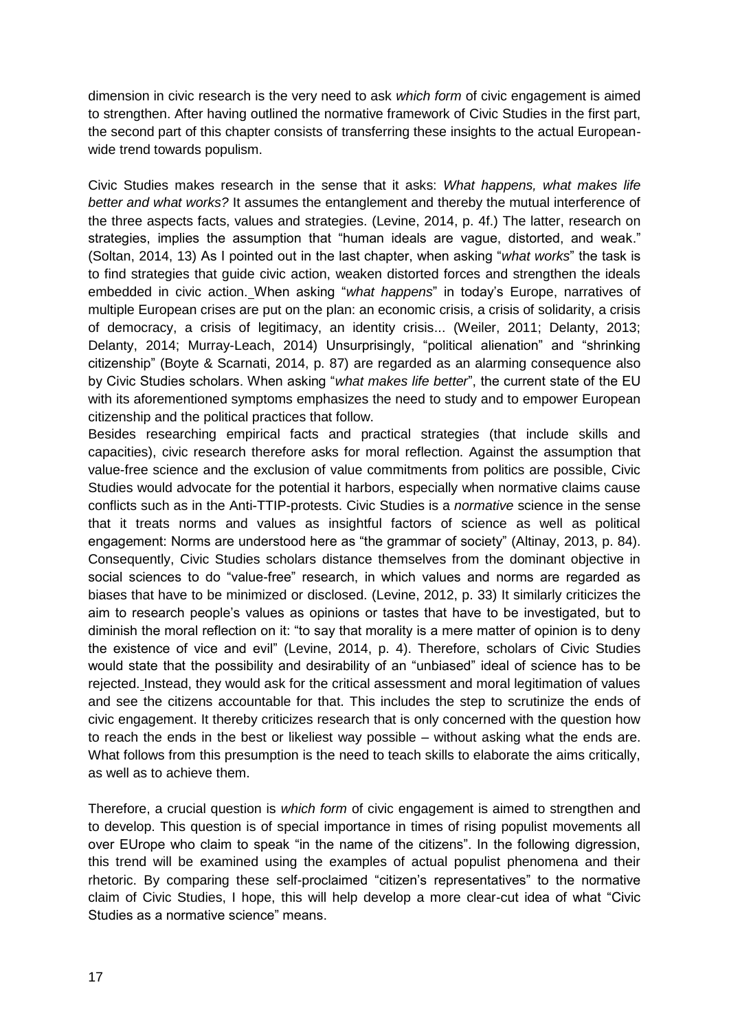dimension in civic research is the very need to ask *which form* of civic engagement is aimed to strengthen. After having outlined the normative framework of Civic Studies in the first part, the second part of this chapter consists of transferring these insights to the actual European-wide trend towards populism.

Civic Studies makes research in the sense that it asks: *What happens, what makes life better and what works?* It assumes the entanglement and thereby the mutual interference of the three aspects facts, values and strategies. (Levine, 2014, p. 4f.) The latter, research on strategies, implies the assumption that "human ideals are vague, distorted, and weak." (Soltan, 2014, 13) As I pointed out in the last chapter, when asking "*what works*" the task is to find strategies that guide civic action, weaken distorted forces and strengthen the ideals embedded in civic action. When asking "*what happens*" in today's Europe, narratives of multiple European crises are put on the plan: an economic crisis, a crisis of solidarity, a crisis of democracy, a crisis of legitimacy, an identity crisis... (Weiler, 2011; Delanty, 2013; Delanty, 2014; Murray-Leach, 2014) Unsurprisingly, "political alienation" and "shrinking citizenship" (Boyte & Scarnati, 2014, p. 87) are regarded as an alarming consequence also by Civic Studies scholars. When asking "*what makes life better*", the current state of the EU with its aforementioned symptoms emphasizes the need to study and to empower European citizenship and the political practices that follow.
Besides researching empirical facts and practical strategies (that include skills and capacities), civic research therefore asks for moral reflection. Against the assumption that value-free science and the exclusion of value commitments from politics are possible, Civic Studies would advocate for the potential it harbors, especially when normative claims cause conflicts such as in the Anti-TTIP-protests. Civic Studies is a *normative* science in the sense that it treats norms and values as insightful factors of science as well as political engagement: Norms are understood here as "the grammar of society" (Altinay, 2013, p. 84). Consequently, Civic Studies scholars distance themselves from the dominant objective in social sciences to do "value-free" research, in which values and norms are regarded as biases that have to be minimized or disclosed. (Levine, 2012, p. 33) It similarly criticizes the aim to research people's values as opinions or tastes that have to be investigated, but to diminish the moral reflection on it: "to say that morality is a mere matter of opinion is to deny the existence of vice and evil" (Levine, 2014, p. 4). Therefore, scholars of Civic Studies would state that the possibility and desirability of an "unbiased" ideal of science has to be rejected. Instead, they would ask for the critical assessment and moral legitimation of values and see the citizens accountable for that. This includes the step to scrutinize the ends of civic engagement. It thereby criticizes research that is only concerned with the question how to reach the ends in the best or likeliest way possible – without asking what the ends are. What follows from this presumption is the need to teach skills to elaborate the aims critically, as well as to achieve them.

Therefore, a crucial question is *which form* of civic engagement is aimed to strengthen and to develop. This question is of special importance in times of rising populist movements all over EUrope who claim to speak "in the name of the citizens". In the following digression, this trend will be examined using the examples of actual populist phenomena and their rhetoric. By comparing these self-proclaimed "citizen's representatives" to the normative claim of Civic Studies, I hope, this will help develop a more clear-cut idea of what "Civic Studies as a normative science" means.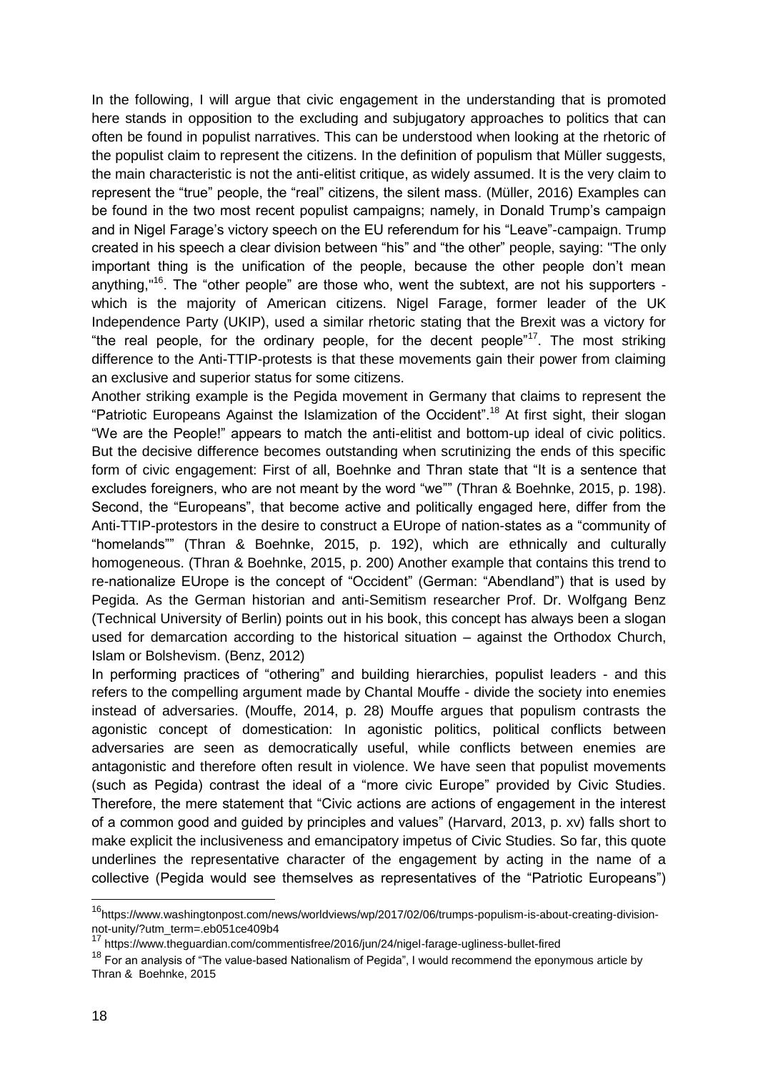In the following, I will argue that civic engagement in the understanding that is promoted here stands in opposition to the excluding and subjugatory approaches to politics that can often be found in populist narratives. This can be understood when looking at the rhetoric of the populist claim to represent the citizens. In the definition of populism that Müller suggests, the main characteristic is not the anti-elitist critique, as widely assumed. It is the very claim to represent the "true" people, the "real" citizens, the silent mass. (Müller, 2016) Examples can be found in the two most recent populist campaigns; namely, in Donald Trump's campaign and in Nigel Farage's victory speech on the EU referendum for his "Leave"-campaign. Trump created in his speech a clear division between "his" and "the other" people, saying: "The only important thing is the unification of the people, because the other people don't mean anything,"[16]. The "other people" are those who, went the subtext, are not his supporters - which is the majority of American citizens. Nigel Farage, former leader of the UK Independence Party (UKIP), used a similar rhetoric stating that the Brexit was a victory for "the real people, for the ordinary people, for the decent people"[17]. The most striking difference to the Anti-TTIP-protests is that these movements gain their power from claiming an exclusive and superior status for some citizens.

Another striking example is the Pegida movement in Germany that claims to represent the "Patriotic Europeans Against the Islamization of the Occident".[18] At first sight, their slogan "We are the People!" appears to match the anti-elitist and bottom-up ideal of civic politics. But the decisive difference becomes outstanding when scrutinizing the ends of this specific form of civic engagement: First of all, Boehnke and Thran state that "It is a sentence that excludes foreigners, who are not meant by the word "we"" (Thran & Boehnke, 2015, p. 198). Second, the "Europeans", that become active and politically engaged here, differ from the Anti-TTIP-protestors in the desire to construct a EUrope of nation-states as a "community of "homelands"" (Thran & Boehnke, 2015, p. 192), which are ethnically and culturally homogeneous. (Thran & Boehnke, 2015, p. 200) Another example that contains this trend to re-nationalize EUrope is the concept of "Occident" (German: "Abendland") that is used by Pegida. As the German historian and anti-Semitism researcher Prof. Dr. Wolfgang Benz (Technical University of Berlin) points out in his book, this concept has always been a slogan used for demarcation according to the historical situation – against the Orthodox Church, Islam or Bolshevism. (Benz, 2012)

In performing practices of "othering" and building hierarchies, populist leaders - and this refers to the compelling argument made by Chantal Mouffe - divide the society into enemies instead of adversaries. (Mouffe, 2014, p. 28) Mouffe argues that populism contrasts the agonistic concept of domestication: In agonistic politics, political conflicts between adversaries are seen as democratically useful, while conflicts between enemies are antagonistic and therefore often result in violence. We have seen that populist movements (such as Pegida) contrast the ideal of a "more civic Europe" provided by Civic Studies. Therefore, the mere statement that "Civic actions are actions of engagement in the interest of a common good and guided by principles and values" (Harvard, 2013, p. xv) falls short to make explicit the inclusiveness and emancipatory impetus of Civic Studies. So far, this quote underlines the representative character of the engagement by acting in the name of a collective (Pegida would see themselves as representatives of the "Patriotic Europeans")

---

[16] https://www.washingtonpost.com/news/worldviews/wp/2017/02/06/trumps-populism-is-about-creating-division-not-unity/?utm_term=.eb051ce409b4

[17] https://www.theguardian.com/commentisfree/2016/jun/24/nigel-farage-ugliness-bullet-fired

[18] For an analysis of "The value-based Nationalism of Pegida", I would recommend the eponymous article by Thran & Boehnke, 2015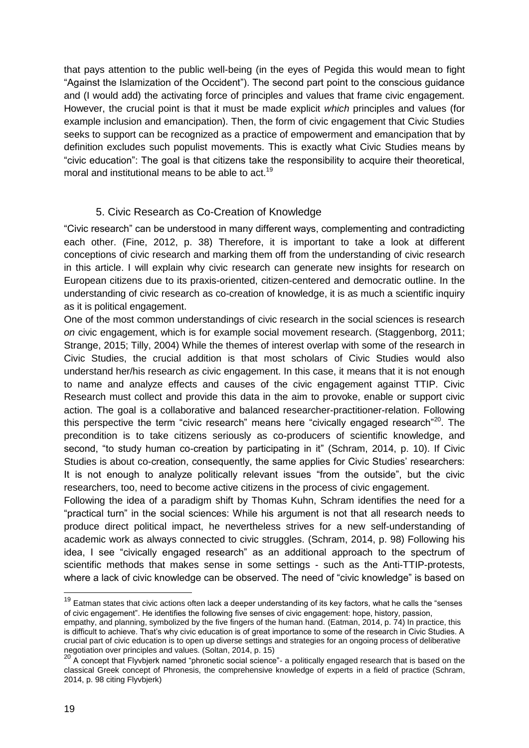that pays attention to the public well-being (in the eyes of Pegida this would mean to fight "Against the Islamization of the Occident"). The second part point to the conscious guidance and (I would add) the activating force of principles and values that frame civic engagement. However, the crucial point is that it must be made explicit *which* principles and values (for example inclusion and emancipation). Then, the form of civic engagement that Civic Studies seeks to support can be recognized as a practice of empowerment and emancipation that by definition excludes such populist movements. This is exactly what Civic Studies means by "civic education": The goal is that citizens take the responsibility to acquire their theoretical, moral and institutional means to be able to act.[19]

## 5. Civic Research as Co-Creation of Knowledge

"Civic research" can be understood in many different ways, complementing and contradicting each other. (Fine, 2012, p. 38) Therefore, it is important to take a look at different conceptions of civic research and marking them off from the understanding of civic research in this article. I will explain why civic research can generate new insights for research on European citizens due to its praxis-oriented, citizen-centered and democratic outline. In the understanding of civic research as co-creation of knowledge, it is as much a scientific inquiry as it is political engagement.

One of the most common understandings of civic research in the social sciences is research *on* civic engagement, which is for example social movement research. (Staggenborg, 2011; Strange, 2015; Tilly, 2004) While the themes of interest overlap with some of the research in Civic Studies, the crucial addition is that most scholars of Civic Studies would also understand her/his research *as* civic engagement. In this case, it means that it is not enough to name and analyze effects and causes of the civic engagement against TTIP. Civic Research must collect and provide this data in the aim to provoke, enable or support civic action. The goal is a collaborative and balanced researcher-practitioner-relation. Following this perspective the term "civic research" means here "civically engaged research"[20]. The precondition is to take citizens seriously as co-producers of scientific knowledge, and second, "to study human co-creation by participating in it" (Schram, 2014, p. 10). If Civic Studies is about co-creation, consequently, the same applies for Civic Studies' researchers: It is not enough to analyze politically relevant issues "from the outside", but the civic researchers, too, need to become active citizens in the process of civic engagement.

Following the idea of a paradigm shift by Thomas Kuhn, Schram identifies the need for a "practical turn" in the social sciences: While his argument is not that all research needs to produce direct political impact, he nevertheless strives for a new self-understanding of academic work as always connected to civic struggles. (Schram, 2014, p. 98) Following his idea, I see "civically engaged research" as an additional approach to the spectrum of scientific methods that makes sense in some settings - such as the Anti-TTIP-protests, where a lack of civic knowledge can be observed. The need of "civic knowledge" is based on

---

[19] Eatman states that civic actions often lack a deeper understanding of its key factors, what he calls the "senses of civic engagement". He identifies the following five senses of civic engagement: hope, history, passion, empathy, and planning, symbolized by the five fingers of the human hand. (Eatman, 2014, p. 74) In practice, this is difficult to achieve. That's why civic education is of great importance to some of the research in Civic Studies. A crucial part of civic education is to open up diverse settings and strategies for an ongoing process of deliberative negotiation over principles and values. (Soltan, 2014, p. 15)

[20] A concept that Flyvbjerk named "phronetic social science"- a politically engaged research that is based on the classical Greek concept of Phronesis, the comprehensive knowledge of experts in a field of practice (Schram, 2014, p. 98 citing Flyvbjerk)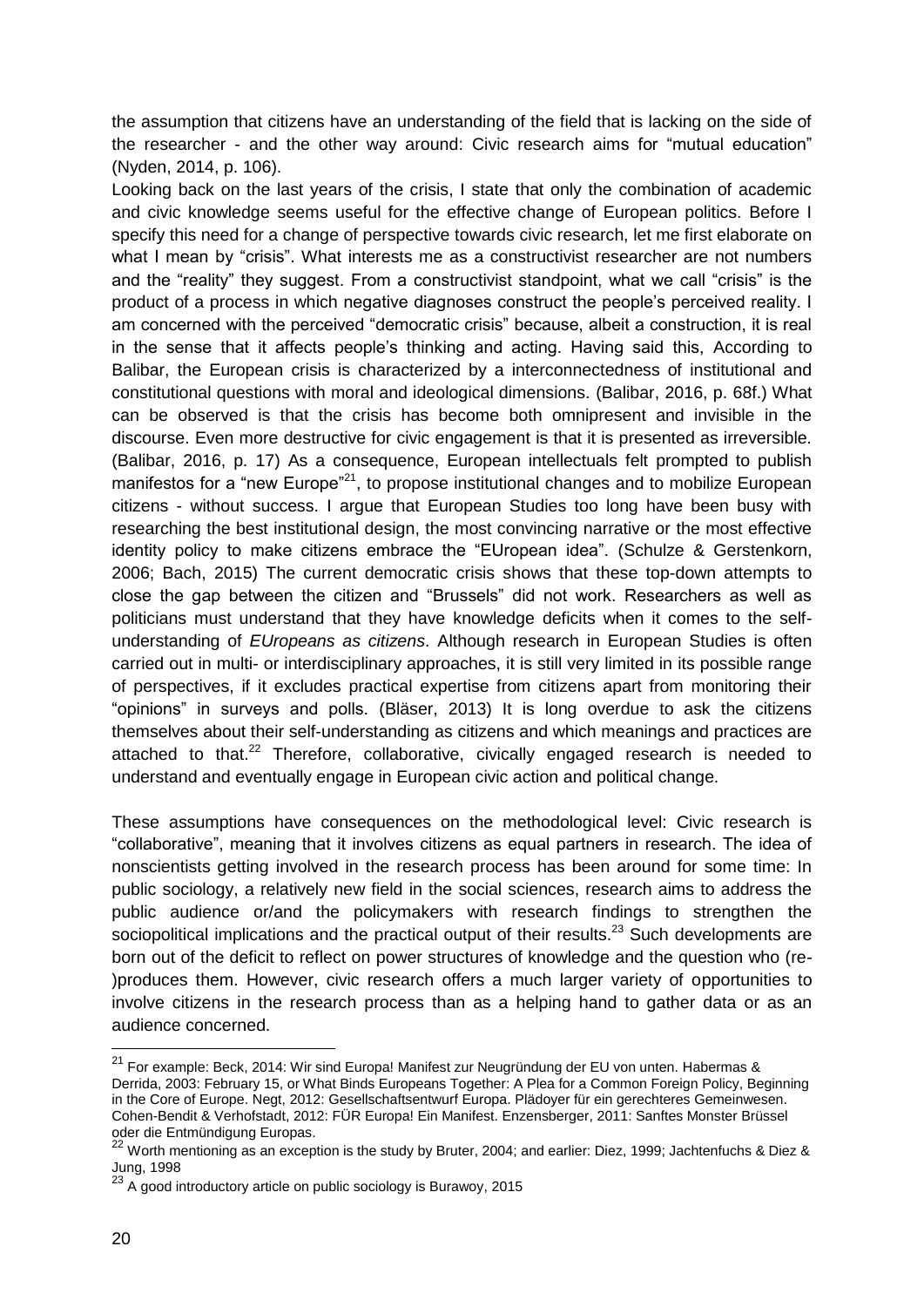the assumption that citizens have an understanding of the field that is lacking on the side of the researcher - and the other way around: Civic research aims for "mutual education" (Nyden, 2014, p. 106).

Looking back on the last years of the crisis, I state that only the combination of academic and civic knowledge seems useful for the effective change of European politics. Before I specify this need for a change of perspective towards civic research, let me first elaborate on what I mean by "crisis". What interests me as a constructivist researcher are not numbers and the "reality" they suggest. From a constructivist standpoint, what we call "crisis" is the product of a process in which negative diagnoses construct the people's perceived reality. I am concerned with the perceived "democratic crisis" because, albeit a construction, it is real in the sense that it affects people's thinking and acting. Having said this, According to Balibar, the European crisis is characterized by a interconnectedness of institutional and constitutional questions with moral and ideological dimensions. (Balibar, 2016, p. 68f.) What can be observed is that the crisis has become both omnipresent and invisible in the discourse. Even more destructive for civic engagement is that it is presented as irreversible. (Balibar, 2016, p. 17) As a consequence, European intellectuals felt prompted to publish manifestos for a "new Europe"[21], to propose institutional changes and to mobilize European citizens - without success. I argue that European Studies too long have been busy with researching the best institutional design, the most convincing narrative or the most effective identity policy to make citizens embrace the "EUropean idea". (Schulze & Gerstenkorn, 2006; Bach, 2015) The current democratic crisis shows that these top-down attempts to close the gap between the citizen and "Brussels" did not work. Researchers as well as politicians must understand that they have knowledge deficits when it comes to the self-understanding of *EUropeans as citizens*. Although research in European Studies is often carried out in multi- or interdisciplinary approaches, it is still very limited in its possible range of perspectives, if it excludes practical expertise from citizens apart from monitoring their "opinions" in surveys and polls. (Bläser, 2013) It is long overdue to ask the citizens themselves about their self-understanding as citizens and which meanings and practices are attached to that.[22] Therefore, collaborative, civically engaged research is needed to understand and eventually engage in European civic action and political change.

These assumptions have consequences on the methodological level: Civic research is "collaborative", meaning that it involves citizens as equal partners in research. The idea of nonscientists getting involved in the research process has been around for some time: In public sociology, a relatively new field in the social sciences, research aims to address the public audience or/and the policymakers with research findings to strengthen the sociopolitical implications and the practical output of their results.[23] Such developments are born out of the deficit to reflect on power structures of knowledge and the question who (re-)produces them. However, civic research offers a much larger variety of opportunities to involve citizens in the research process than as a helping hand to gather data or as an audience concerned.

---

[21] For example: Beck, 2014: Wir sind Europa! Manifest zur Neugründung der EU von unten. Habermas & Derrida, 2003: February 15, or What Binds Europeans Together: A Plea for a Common Foreign Policy, Beginning in the Core of Europe. Negt, 2012: Gesellschaftsentwurf Europa. Plädoyer für ein gerechteres Gemeinwesen. Cohen-Bendit & Verhofstadt, 2012: FÜR Europa! Ein Manifest. Enzensberger, 2011: Sanftes Monster Brüssel oder die Entmündigung Europas.

[22] Worth mentioning as an exception is the study by Bruter, 2004; and earlier: Diez, 1999; Jachtenfuchs & Diez & Jung, 1998

[23] A good introductory article on public sociology is Burawoy, 2015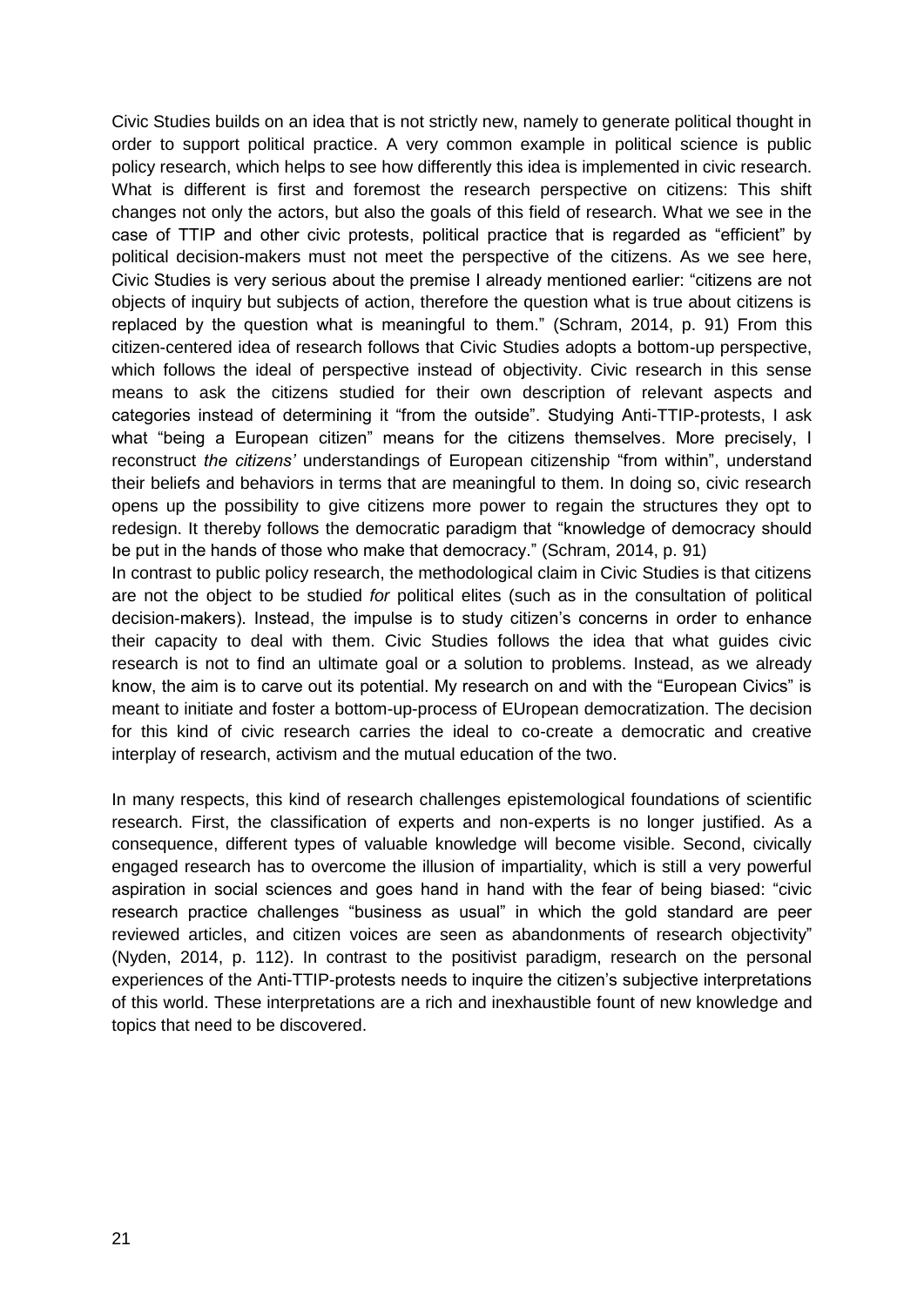Civic Studies builds on an idea that is not strictly new, namely to generate political thought in order to support political practice. A very common example in political science is public policy research, which helps to see how differently this idea is implemented in civic research. What is different is first and foremost the research perspective on citizens: This shift changes not only the actors, but also the goals of this field of research. What we see in the case of TTIP and other civic protests, political practice that is regarded as "efficient" by political decision-makers must not meet the perspective of the citizens. As we see here, Civic Studies is very serious about the premise I already mentioned earlier: "citizens are not objects of inquiry but subjects of action, therefore the question what is true about citizens is replaced by the question what is meaningful to them." (Schram, 2014, p. 91) From this citizen-centered idea of research follows that Civic Studies adopts a bottom-up perspective, which follows the ideal of perspective instead of objectivity. Civic research in this sense means to ask the citizens studied for their own description of relevant aspects and categories instead of determining it "from the outside". Studying Anti-TTIP-protests, I ask what "being a European citizen" means for the citizens themselves. More precisely, I reconstruct *the citizens'* understandings of European citizenship "from within", understand their beliefs and behaviors in terms that are meaningful to them. In doing so, civic research opens up the possibility to give citizens more power to regain the structures they opt to redesign. It thereby follows the democratic paradigm that "knowledge of democracy should be put in the hands of those who make that democracy." (Schram, 2014, p. 91)

In contrast to public policy research, the methodological claim in Civic Studies is that citizens are not the object to be studied *for* political elites (such as in the consultation of political decision-makers). Instead, the impulse is to study citizen's concerns in order to enhance their capacity to deal with them. Civic Studies follows the idea that what guides civic research is not to find an ultimate goal or a solution to problems. Instead, as we already know, the aim is to carve out its potential. My research on and with the "European Civics" is meant to initiate and foster a bottom-up-process of EUropean democratization. The decision for this kind of civic research carries the ideal to co-create a democratic and creative interplay of research, activism and the mutual education of the two.

In many respects, this kind of research challenges epistemological foundations of scientific research. First, the classification of experts and non-experts is no longer justified. As a consequence, different types of valuable knowledge will become visible. Second, civically engaged research has to overcome the illusion of impartiality, which is still a very powerful aspiration in social sciences and goes hand in hand with the fear of being biased: "civic research practice challenges "business as usual" in which the gold standard are peer reviewed articles, and citizen voices are seen as abandonments of research objectivity" (Nyden, 2014, p. 112). In contrast to the positivist paradigm, research on the personal experiences of the Anti-TTIP-protests needs to inquire the citizen's subjective interpretations of this world. These interpretations are a rich and inexhaustible fount of new knowledge and topics that need to be discovered.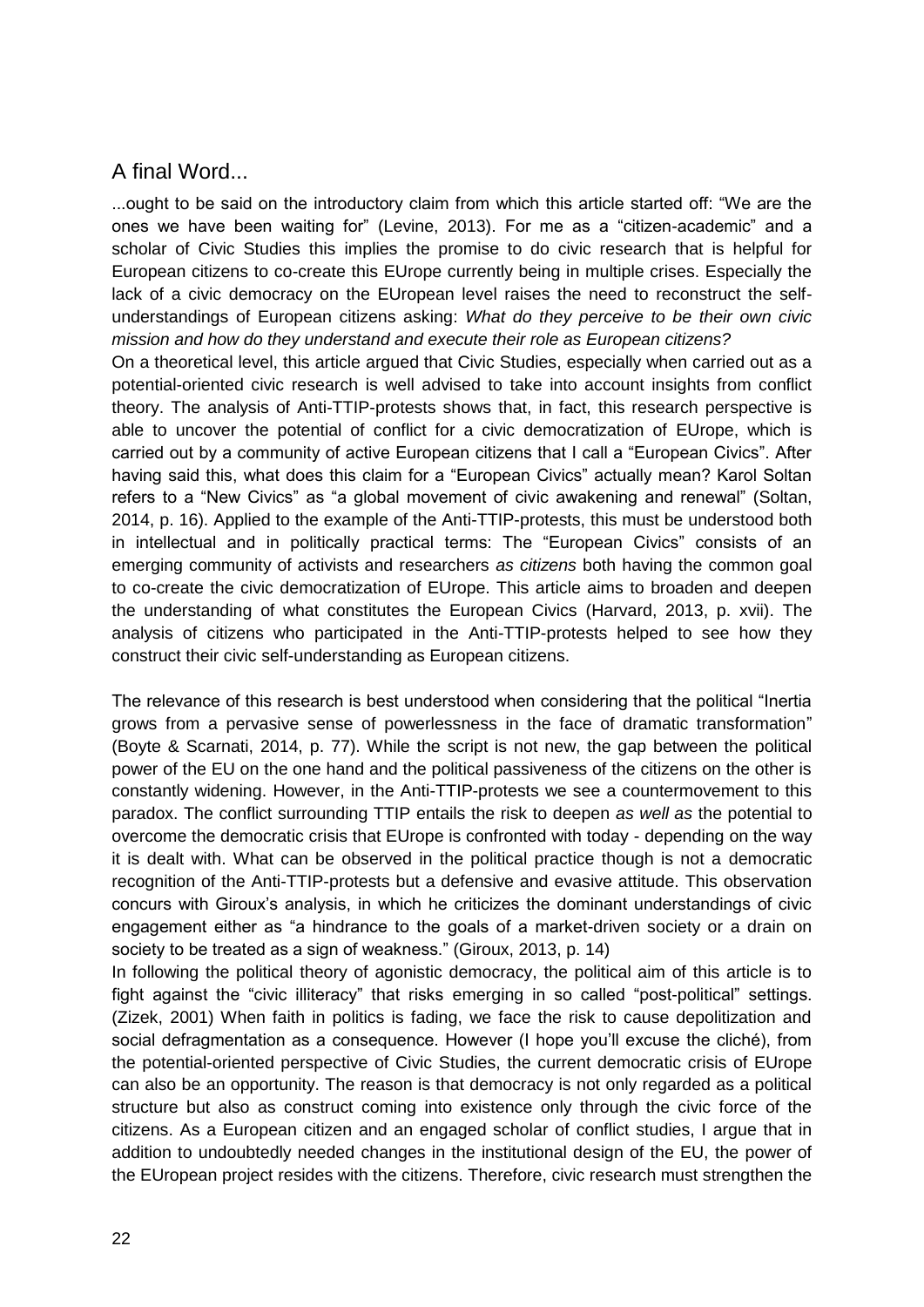## A final Word...

...ought to be said on the introductory claim from which this article started off: "We are the ones we have been waiting for" (Levine, 2013). For me as a "citizen-academic" and a scholar of Civic Studies this implies the promise to do civic research that is helpful for European citizens to co-create this EUrope currently being in multiple crises. Especially the lack of a civic democracy on the EUropean level raises the need to reconstruct the self-understandings of European citizens asking: *What do they perceive to be their own civic mission and how do they understand and execute their role as European citizens?*

On a theoretical level, this article argued that Civic Studies, especially when carried out as a potential-oriented civic research is well advised to take into account insights from conflict theory. The analysis of Anti-TTIP-protests shows that, in fact, this research perspective is able to uncover the potential of conflict for a civic democratization of EUrope, which is carried out by a community of active European citizens that I call a "European Civics". After having said this, what does this claim for a "European Civics" actually mean? Karol Soltan refers to a "New Civics" as "a global movement of civic awakening and renewal" (Soltan, 2014, p. 16). Applied to the example of the Anti-TTIP-protests, this must be understood both in intellectual and in politically practical terms: The "European Civics" consists of an emerging community of activists and researchers *as citizens* both having the common goal to co-create the civic democratization of EUrope. This article aims to broaden and deepen the understanding of what constitutes the European Civics (Harvard, 2013, p. xvii). The analysis of citizens who participated in the Anti-TTIP-protests helped to see how they construct their civic self-understanding as European citizens.

The relevance of this research is best understood when considering that the political "Inertia grows from a pervasive sense of powerlessness in the face of dramatic transformation" (Boyte & Scarnati, 2014, p. 77). While the script is not new, the gap between the political power of the EU on the one hand and the political passiveness of the citizens on the other is constantly widening. However, in the Anti-TTIP-protests we see a countermovement to this paradox. The conflict surrounding TTIP entails the risk to deepen *as well as* the potential to overcome the democratic crisis that EUrope is confronted with today - depending on the way it is dealt with. What can be observed in the political practice though is not a democratic recognition of the Anti-TTIP-protests but a defensive and evasive attitude. This observation concurs with Giroux's analysis, in which he criticizes the dominant understandings of civic engagement either as "a hindrance to the goals of a market-driven society or a drain on society to be treated as a sign of weakness." (Giroux, 2013, p. 14)

In following the political theory of agonistic democracy, the political aim of this article is to fight against the "civic illiteracy" that risks emerging in so called "post-political" settings. (Zizek, 2001) When faith in politics is fading, we face the risk to cause depolitization and social defragmentation as a consequence. However (I hope you'll excuse the cliché), from the potential-oriented perspective of Civic Studies, the current democratic crisis of EUrope can also be an opportunity. The reason is that democracy is not only regarded as a political structure but also as construct coming into existence only through the civic force of the citizens. As a European citizen and an engaged scholar of conflict studies, I argue that in addition to undoubtedly needed changes in the institutional design of the EU, the power of the EUropean project resides with the citizens. Therefore, civic research must strengthen the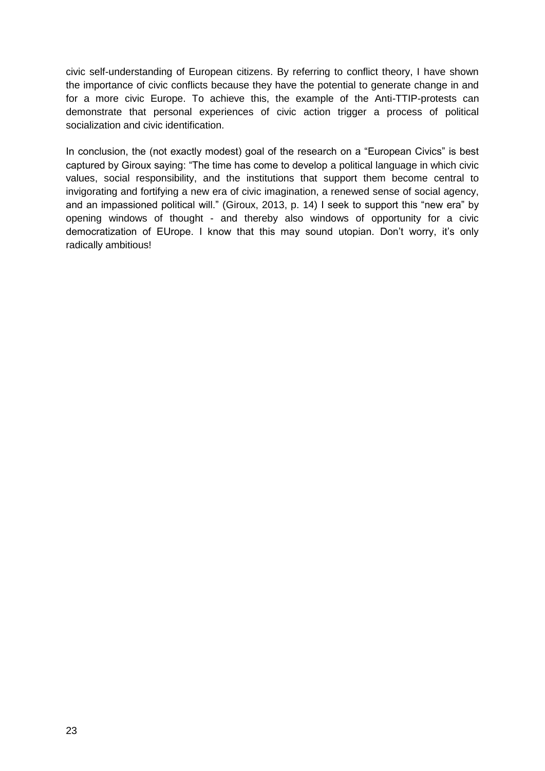civic self-understanding of European citizens. By referring to conflict theory, I have shown the importance of civic conflicts because they have the potential to generate change in and for a more civic Europe. To achieve this, the example of the Anti-TTIP-protests can demonstrate that personal experiences of civic action trigger a process of political socialization and civic identification.

In conclusion, the (not exactly modest) goal of the research on a “European Civics” is best captured by Giroux saying: “The time has come to develop a political language in which civic values, social responsibility, and the institutions that support them become central to invigorating and fortifying a new era of civic imagination, a renewed sense of social agency, and an impassioned political will.” (Giroux, 2013, p. 14) I seek to support this “new era” by opening windows of thought - and thereby also windows of opportunity for a civic democratization of EUrope. I know that this may sound utopian. Don’t worry, it’s only radically ambitious!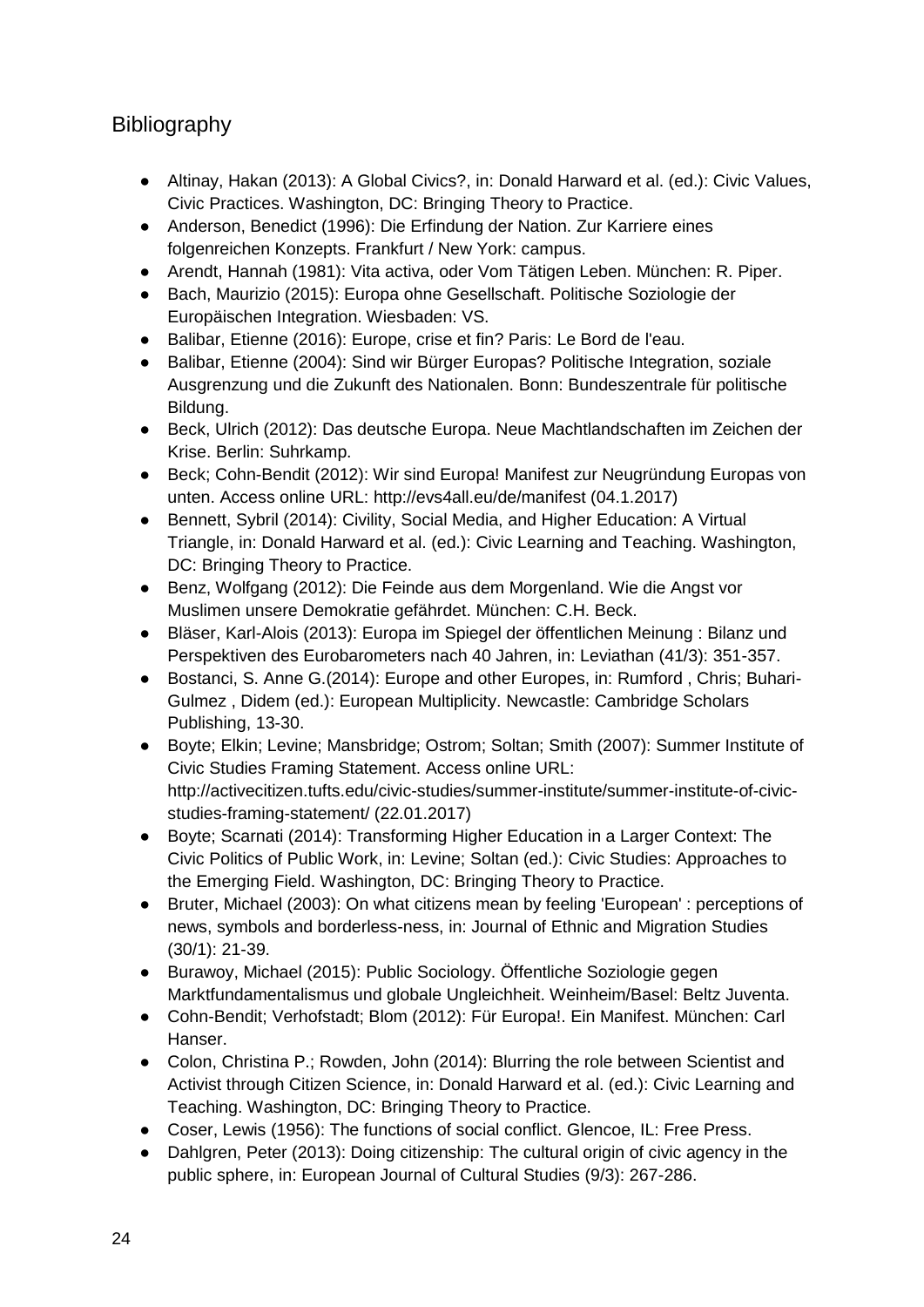## Bibliography

- Altinay, Hakan (2013): A Global Civics?, in: Donald Harward et al. (ed.): Civic Values, Civic Practices. Washington, DC: Bringing Theory to Practice.
- Anderson, Benedict (1996): Die Erfindung der Nation. Zur Karriere eines folgenreichen Konzepts. Frankfurt / New York: campus.
- Arendt, Hannah (1981): Vita activa, oder Vom Tätigen Leben. München: R. Piper.
- Bach, Maurizio (2015): Europa ohne Gesellschaft. Politische Soziologie der Europäischen Integration. Wiesbaden: VS.
- Balibar, Etienne (2016): Europe, crise et fin? Paris: Le Bord de l'eau.
- Balibar, Etienne (2004): Sind wir Bürger Europas? Politische Integration, soziale Ausgrenzung und die Zukunft des Nationalen. Bonn: Bundeszentrale für politische Bildung.
- Beck, Ulrich (2012): Das deutsche Europa. Neue Machtlandschaften im Zeichen der Krise. Berlin: Suhrkamp.
- Beck; Cohn-Bendit (2012): Wir sind Europa! Manifest zur Neugründung Europas von unten. Access online URL: http://evs4all.eu/de/manifest (04.1.2017)
- Bennett, Sybril (2014): Civility, Social Media, and Higher Education: A Virtual Triangle, in: Donald Harward et al. (ed.): Civic Learning and Teaching. Washington, DC: Bringing Theory to Practice.
- Benz, Wolfgang (2012): Die Feinde aus dem Morgenland. Wie die Angst vor Muslimen unsere Demokratie gefährdet. München: C.H. Beck.
- Bläser, Karl-Alois (2013): Europa im Spiegel der öffentlichen Meinung : Bilanz und Perspektiven des Eurobarometers nach 40 Jahren, in: Leviathan (41/3): 351-357.
- Bostanci, S. Anne G.(2014): Europe and other Europes, in: Rumford , Chris; Buhari-Gulmez , Didem (ed.): European Multiplicity. Newcastle: Cambridge Scholars Publishing, 13-30.
- Boyte; Elkin; Levine; Mansbridge; Ostrom; Soltan; Smith (2007): Summer Institute of Civic Studies Framing Statement. Access online URL: http://activecitizen.tufts.edu/civic-studies/summer-institute/summer-institute-of-civic-studies-framing-statement/ (22.01.2017)
- Boyte; Scarnati (2014): Transforming Higher Education in a Larger Context: The Civic Politics of Public Work, in: Levine; Soltan (ed.): Civic Studies: Approaches to the Emerging Field. Washington, DC: Bringing Theory to Practice.
- Bruter, Michael (2003): On what citizens mean by feeling 'European' : perceptions of news, symbols and borderless-ness, in: Journal of Ethnic and Migration Studies (30/1): 21-39.
- Burawoy, Michael (2015): Public Sociology. Öffentliche Soziologie gegen Marktfundamentalismus und globale Ungleichheit. Weinheim/Basel: Beltz Juventa.
- Cohn-Bendit; Verhofstadt; Blom (2012): Für Europa!. Ein Manifest. München: Carl Hanser.
- Colon, Christina P.; Rowden, John (2014): Blurring the role between Scientist and Activist through Citizen Science, in: Donald Harward et al. (ed.): Civic Learning and Teaching. Washington, DC: Bringing Theory to Practice.
- Coser, Lewis (1956): The functions of social conflict. Glencoe, IL: Free Press.
- Dahlgren, Peter (2013): Doing citizenship: The cultural origin of civic agency in the public sphere, in: European Journal of Cultural Studies (9/3): 267-286.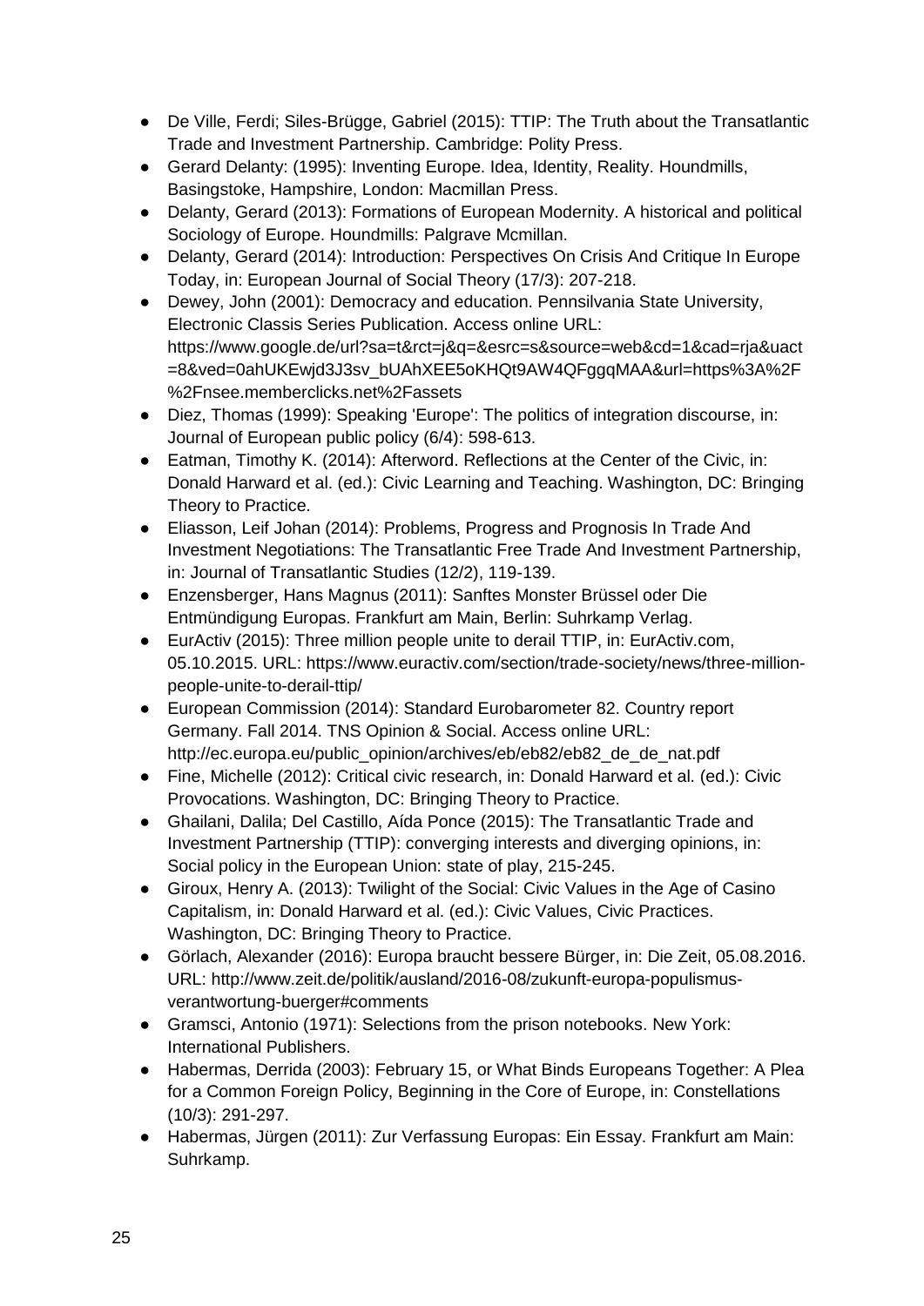- De Ville, Ferdi; Siles-Brügge, Gabriel (2015): TTIP: The Truth about the Transatlantic Trade and Investment Partnership. Cambridge: Polity Press.
- Gerard Delanty: (1995): Inventing Europe. Idea, Identity, Reality. Houndmills, Basingstoke, Hampshire, London: Macmillan Press.
- Delanty, Gerard (2013): Formations of European Modernity. A historical and political Sociology of Europe. Houndmills: Palgrave Mcmillan.
- Delanty, Gerard (2014): Introduction: Perspectives On Crisis And Critique In Europe Today, in: European Journal of Social Theory (17/3): 207-218.
- Dewey, John (2001): Democracy and education. Pennsilvania State University, Electronic Classis Series Publication. Access online URL: https://www.google.de/url?sa=t&rct=j&q=&esrc=s&source=web&cd=1&cad=rja&uact=8&ved=0ahUKEwjd3J3sv_bUAhXEE5oKHQt9AW4QFggqMAA&url=https%3A%2F%2Fnsee.memberclicks.net%2Fassets
- Diez, Thomas (1999): Speaking 'Europe': The politics of integration discourse, in: Journal of European public policy (6/4): 598-613.
- Eatman, Timothy K. (2014): Afterword. Reflections at the Center of the Civic, in: Donald Harward et al. (ed.): Civic Learning and Teaching. Washington, DC: Bringing Theory to Practice.
- Eliasson, Leif Johan (2014): Problems, Progress and Prognosis In Trade And Investment Negotiations: The Transatlantic Free Trade And Investment Partnership, in: Journal of Transatlantic Studies (12/2), 119-139.
- Enzensberger, Hans Magnus (2011): Sanftes Monster Brüssel oder Die Entmündigung Europas. Frankfurt am Main, Berlin: Suhrkamp Verlag.
- EurActiv (2015): Three million people unite to derail TTIP, in: EurActiv.com, 05.10.2015. URL: https://www.euractiv.com/section/trade-society/news/three-million-people-unite-to-derail-ttip/
- European Commission (2014): Standard Eurobarometer 82. Country report Germany. Fall 2014. TNS Opinion & Social. Access online URL: http://ec.europa.eu/public_opinion/archives/eb/eb82/eb82_de_de_nat.pdf
- Fine, Michelle (2012): Critical civic research, in: Donald Harward et al. (ed.): Civic Provocations. Washington, DC: Bringing Theory to Practice.
- Ghailani, Dalila; Del Castillo, Aída Ponce (2015): The Transatlantic Trade and Investment Partnership (TTIP): converging interests and diverging opinions, in: Social policy in the European Union: state of play, 215-245.
- Giroux, Henry A. (2013): Twilight of the Social: Civic Values in the Age of Casino Capitalism, in: Donald Harward et al. (ed.): Civic Values, Civic Practices. Washington, DC: Bringing Theory to Practice.
- Görlach, Alexander (2016): Europa braucht bessere Bürger, in: Die Zeit, 05.08.2016. URL: http://www.zeit.de/politik/ausland/2016-08/zukunft-europa-populismus-verantwortung-buerger#comments
- Gramsci, Antonio (1971): Selections from the prison notebooks. New York: International Publishers.
- Habermas, Derrida (2003): February 15, or What Binds Europeans Together: A Plea for a Common Foreign Policy, Beginning in the Core of Europe, in: Constellations (10/3): 291-297.
- Habermas, Jürgen (2011): Zur Verfassung Europas: Ein Essay. Frankfurt am Main: Suhrkamp.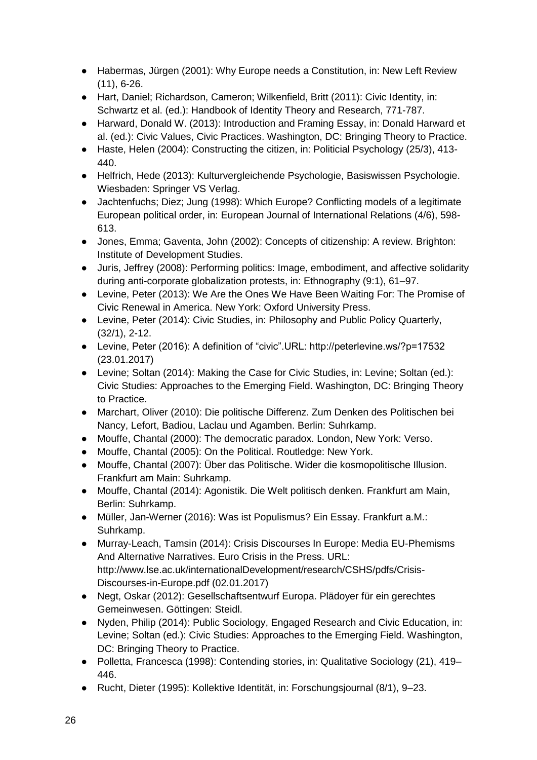- Habermas, Jürgen (2001): Why Europe needs a Constitution, in: New Left Review (11), 6-26.
- Hart, Daniel; Richardson, Cameron; Wilkenfield, Britt (2011): Civic Identity, in: Schwartz et al. (ed.): Handbook of Identity Theory and Research, 771-787.
- Harward, Donald W. (2013): Introduction and Framing Essay, in: Donald Harward et al. (ed.): Civic Values, Civic Practices. Washington, DC: Bringing Theory to Practice.
- Haste, Helen (2004): Constructing the citizen, in: Politicial Psychology (25/3), 413-440.
- Helfrich, Hede (2013): Kulturvergleichende Psychologie, Basiswissen Psychologie. Wiesbaden: Springer VS Verlag.
- Jachtenfuchs; Diez; Jung (1998): Which Europe? Conflicting models of a legitimate European political order, in: European Journal of International Relations (4/6), 598-613.
- Jones, Emma; Gaventa, John (2002): Concepts of citizenship: A review. Brighton: Institute of Development Studies.
- Juris, Jeffrey (2008): Performing politics: Image, embodiment, and affective solidarity during anti-corporate globalization protests, in: Ethnography (9:1), 61–97.
- Levine, Peter (2013): We Are the Ones We Have Been Waiting For: The Promise of Civic Renewal in America. New York: Oxford University Press.
- Levine, Peter (2014): Civic Studies, in: Philosophy and Public Policy Quarterly, (32/1), 2-12.
- Levine, Peter (2016): A definition of “civic”.URL: http://peterlevine.ws/?p=17532 (23.01.2017)
- Levine; Soltan (2014): Making the Case for Civic Studies, in: Levine; Soltan (ed.): Civic Studies: Approaches to the Emerging Field. Washington, DC: Bringing Theory to Practice.
- Marchart, Oliver (2010): Die politische Differenz. Zum Denken des Politischen bei Nancy, Lefort, Badiou, Laclau und Agamben. Berlin: Suhrkamp.
- Mouffe, Chantal (2000): The democratic paradox. London, New York: Verso.
- Mouffe, Chantal (2005): On the Political. Routledge: New York.
- Mouffe, Chantal (2007): Über das Politische. Wider die kosmopolitische Illusion. Frankfurt am Main: Suhrkamp.
- Mouffe, Chantal (2014): Agonistik. Die Welt politisch denken. Frankfurt am Main, Berlin: Suhrkamp.
- Müller, Jan-Werner (2016): Was ist Populismus? Ein Essay. Frankfurt a.M.: Suhrkamp.
- Murray-Leach, Tamsin (2014): Crisis Discourses In Europe: Media EU-Phemisms And Alternative Narratives. Euro Crisis in the Press. URL: http://www.lse.ac.uk/internationalDevelopment/research/CSHS/pdfs/Crisis-Discourses-in-Europe.pdf (02.01.2017)
- Negt, Oskar (2012): Gesellschaftsentwurf Europa. Plädoyer für ein gerechtes Gemeinwesen. Göttingen: Steidl.
- Nyden, Philip (2014): Public Sociology, Engaged Research and Civic Education, in: Levine; Soltan (ed.): Civic Studies: Approaches to the Emerging Field. Washington, DC: Bringing Theory to Practice.
- Polletta, Francesca (1998): Contending stories, in: Qualitative Sociology (21), 419–446.
- Rucht, Dieter (1995): Kollektive Identität, in: Forschungsjournal (8/1), 9–23.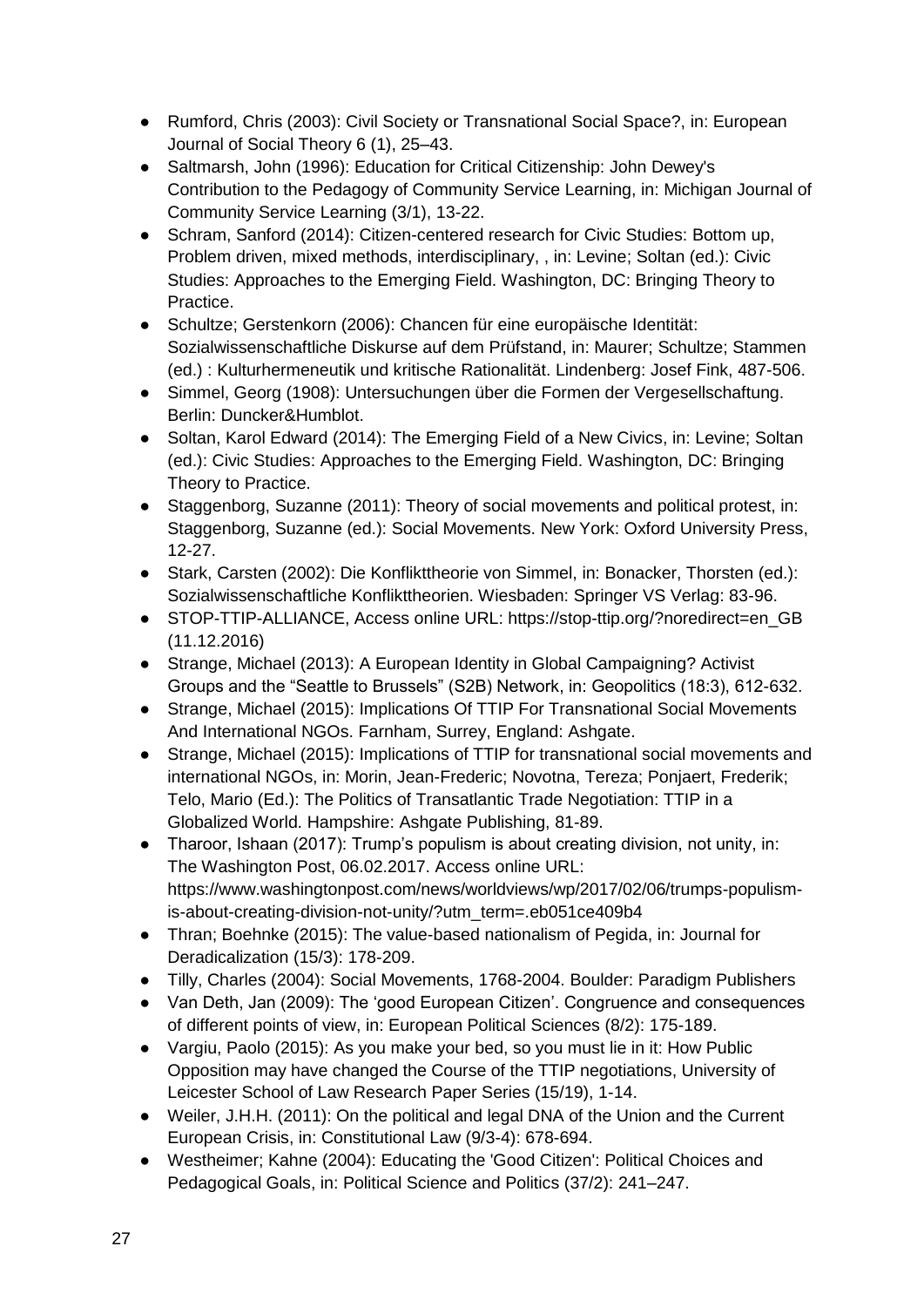- Rumford, Chris (2003): Civil Society or Transnational Social Space?, in: European Journal of Social Theory 6 (1), 25–43.
- Saltmarsh, John (1996): Education for Critical Citizenship: John Dewey's Contribution to the Pedagogy of Community Service Learning, in: Michigan Journal of Community Service Learning (3/1), 13-22.
- Schram, Sanford (2014): Citizen-centered research for Civic Studies: Bottom up, Problem driven, mixed methods, interdisciplinary, , in: Levine; Soltan (ed.): Civic Studies: Approaches to the Emerging Field. Washington, DC: Bringing Theory to Practice.
- Schultze; Gerstenkorn (2006): Chancen für eine europäische Identität: Sozialwissenschaftliche Diskurse auf dem Prüfstand, in: Maurer; Schultze; Stammen (ed.) : Kulturhermeneutik und kritische Rationalität. Lindenberg: Josef Fink, 487-506.
- Simmel, Georg (1908): Untersuchungen über die Formen der Vergesellschaftung. Berlin: Duncker&Humblot.
- Soltan, Karol Edward (2014): The Emerging Field of a New Civics, in: Levine; Soltan (ed.): Civic Studies: Approaches to the Emerging Field. Washington, DC: Bringing Theory to Practice.
- Staggenborg, Suzanne (2011): Theory of social movements and political protest, in: Staggenborg, Suzanne (ed.): Social Movements. New York: Oxford University Press, 12-27.
- Stark, Carsten (2002): Die Konflikttheorie von Simmel, in: Bonacker, Thorsten (ed.): Sozialwissenschaftliche Konflikttheorien. Wiesbaden: Springer VS Verlag: 83-96.
- STOP-TTIP-ALLIANCE, Access online URL: https://stop-ttip.org/?noredirect=en_GB (11.12.2016)
- Strange, Michael (2013): A European Identity in Global Campaigning? Activist Groups and the “Seattle to Brussels” (S2B) Network, in: Geopolitics (18:3), 612-632.
- Strange, Michael (2015): Implications Of TTIP For Transnational Social Movements And International NGOs. Farnham, Surrey, England: Ashgate.
- Strange, Michael (2015): Implications of TTIP for transnational social movements and international NGOs, in: Morin, Jean-Frederic; Novotna, Tereza; Ponjaert, Frederik; Telo, Mario (Ed.): The Politics of Transatlantic Trade Negotiation: TTIP in a Globalized World. Hampshire: Ashgate Publishing, 81-89.
- Tharoor, Ishaan (2017): Trump’s populism is about creating division, not unity, in: The Washington Post, 06.02.2017. Access online URL: https://www.washingtonpost.com/news/worldviews/wp/2017/02/06/trumps-populism-is-about-creating-division-not-unity/?utm_term=.eb051ce409b4
- Thran; Boehnke (2015): The value-based nationalism of Pegida, in: Journal for Deradicalization (15/3): 178-209.
- Tilly, Charles (2004): Social Movements, 1768-2004. Boulder: Paradigm Publishers
- Van Deth, Jan (2009): The ‘good European Citizen’. Congruence and consequences of different points of view, in: European Political Sciences (8/2): 175-189.
- Vargiu, Paolo (2015): As you make your bed, so you must lie in it: How Public Opposition may have changed the Course of the TTIP negotiations, University of Leicester School of Law Research Paper Series (15/19), 1-14.
- Weiler, J.H.H. (2011): On the political and legal DNA of the Union and the Current European Crisis, in: Constitutional Law (9/3-4): 678-694.
- Westheimer; Kahne (2004): Educating the 'Good Citizen': Political Choices and Pedagogical Goals, in: Political Science and Politics (37/2): 241–247.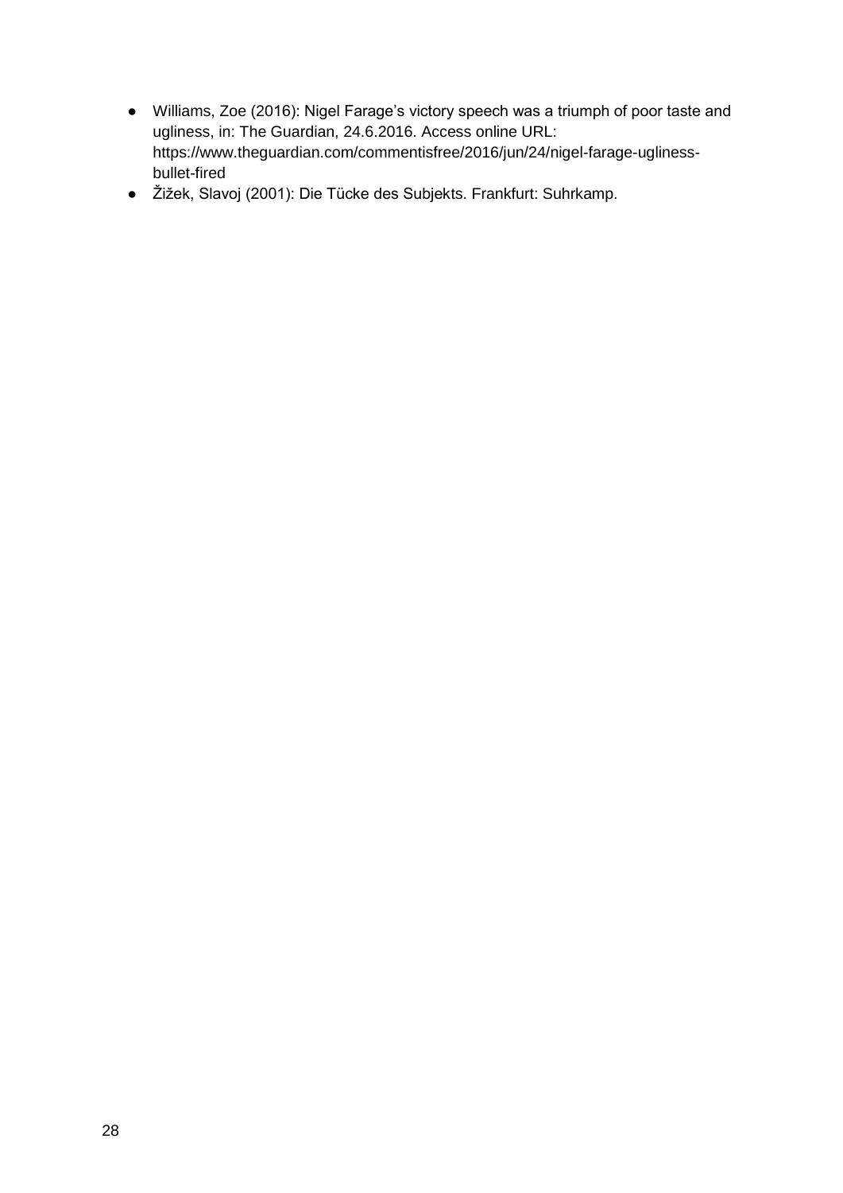- Williams, Zoe (2016): Nigel Farage's victory speech was a triumph of poor taste and ugliness, in: The Guardian, 24.6.2016. Access online URL: https://www.theguardian.com/commentisfree/2016/jun/24/nigel-farage-ugliness-bullet-fired
- Žižek, Slavoj (2001): Die Tücke des Subjekts. Frankfurt: Suhrkamp.